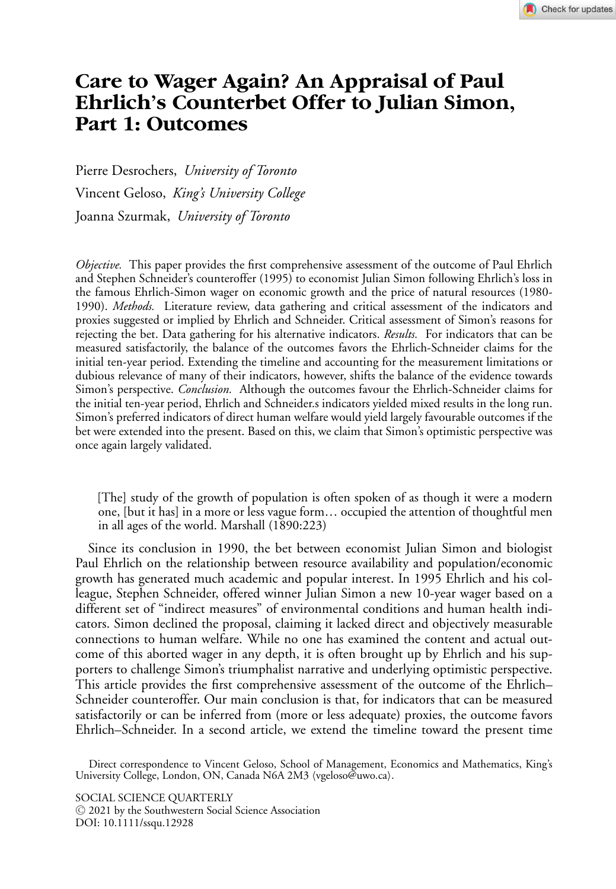# Care to Wager Again? An Appraisal of Paul Ehrlich's Counterbet Offer to Julian Simon, Part 1: Outcomes

Pierre Desrochers, *University of Toronto*

Vincent Geloso, *King's University College*

Joanna Szurmak, *University of Toronto*

*Objective.* This paper provides the first comprehensive assessment of the outcome of Paul Ehrlich and Stephen Schneider's counteroffer (1995) to economist Julian Simon following Ehrlich's loss in the famous Ehrlich-Simon wager on economic growth and the price of natural resources (1980-1990). *Methods.* Literature review, data gathering and critical assessment of the indicators and proxies suggested or implied by Ehrlich and Schneider. Critical assessment of Simon's reasons for rejecting the bet. Data gathering for his alternative indicators. *Results.* For indicators that can be measured satisfactorily, the balance of the outcomes favors the Ehrlich-Schneider claims for the initial ten-year period. Extending the timeline and accounting for the measurement limitations or dubious relevance of many of their indicators, however, shifts the balance of the evidence towards Simon's perspective. *Conclusion.* Although the outcomes favour the Ehrlich-Schneider claims for the initial ten-year period, Ehrlich and Schneider.s indicators yielded mixed results in the long run. Simon's preferred indicators of direct human welfare would yield largely favourable outcomes if the bet were extended into the present. Based on this, we claim that Simon's optimistic perspective was once again largely validated.

> [The] study of the growth of population is often spoken of as though it were a modern one, [but it has] in a more or less vague form… occupied the attention of thoughtful men in all ages of the world. Marshall (1890:223)

Since its conclusion in 1990, the bet between economist Julian Simon and biologist Paul Ehrlich on the relationship between resource availability and population/economic growth has generated much academic and popular interest. In 1995 Ehrlich and his colleague, Stephen Schneider, offered winner Julian Simon a new 10-year wager based on a different set of "indirect measures" of environmental conditions and human health indicators. Simon declined the proposal, claiming it lacked direct and objectively measurable connections to human welfare. While no one has examined the content and actual outcome of this aborted wager in any depth, it is often brought up by Ehrlich and his supporters to challenge Simon's triumphalist narrative and underlying optimistic perspective. This article provides the first comprehensive assessment of the outcome of the Ehrlich–Schneider counteroffer. Our main conclusion is that, for indicators that can be measured satisfactorily or can be inferred from (more or less adequate) proxies, the outcome favors Ehrlich–Schneider. In a second article, we extend the timeline toward the present time

Direct correspondence to Vincent Geloso, School of Management, Economics and Mathematics, King's University College, London, ON, Canada N6A 2M3 ⟨vgeloso@uwo.ca⟩.

SOCIAL SCIENCE QUARTERLY
© 2021 by the Southwestern Social Science Association
DOI: 10.1111/ssqu.12928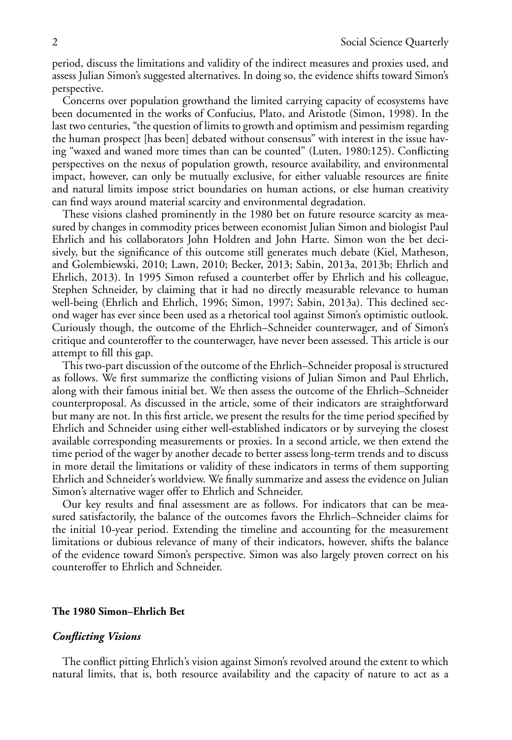period, discuss the limitations and validity of the indirect measures and proxies used, and assess Julian Simon's suggested alternatives. In doing so, the evidence shifts toward Simon's perspective.

Concerns over population growthand the limited carrying capacity of ecosystems have been documented in the works of Confucius, Plato, and Aristotle (Simon, 1998). In the last two centuries, "the question of limits to growth and optimism and pessimism regarding the human prospect [has been] debated without consensus" with interest in the issue having "waxed and waned more times than can be counted" (Luten, 1980:125). Conflicting perspectives on the nexus of population growth, resource availability, and environmental impact, however, can only be mutually exclusive, for either valuable resources are finite and natural limits impose strict boundaries on human actions, or else human creativity can find ways around material scarcity and environmental degradation.

These visions clashed prominently in the 1980 bet on future resource scarcity as measured by changes in commodity prices between economist Julian Simon and biologist Paul Ehrlich and his collaborators John Holdren and John Harte. Simon won the bet decisively, but the significance of this outcome still generates much debate (Kiel, Matheson, and Golembiewski, 2010; Lawn, 2010; Becker, 2013; Sabin, 2013a, 2013b; Ehrlich and Ehrlich, 2013). In 1995 Simon refused a counterbet offer by Ehrlich and his colleague, Stephen Schneider, by claiming that it had no directly measurable relevance to human well-being (Ehrlich and Ehrlich, 1996; Simon, 1997; Sabin, 2013a). This declined second wager has ever since been used as a rhetorical tool against Simon's optimistic outlook. Curiously though, the outcome of the Ehrlich–Schneider counterwager, and of Simon's critique and counteroffer to the counterwager, have never been assessed. This article is our attempt to fill this gap.

This two-part discussion of the outcome of the Ehrlich–Schneider proposal is structured as follows. We first summarize the conflicting visions of Julian Simon and Paul Ehrlich, along with their famous initial bet. We then assess the outcome of the Ehrlich–Schneider counterproposal. As discussed in the article, some of their indicators are straightforward but many are not. In this first article, we present the results for the time period specified by Ehrlich and Schneider using either well-established indicators or by surveying the closest available corresponding measurements or proxies. In a second article, we then extend the time period of the wager by another decade to better assess long-term trends and to discuss in more detail the limitations or validity of these indicators in terms of them supporting Ehrlich and Schneider's worldview. We finally summarize and assess the evidence on Julian Simon's alternative wager offer to Ehrlich and Schneider.

Our key results and final assessment are as follows. For indicators that can be measured satisfactorily, the balance of the outcomes favors the Ehrlich–Schneider claims for the initial 10-year period. Extending the timeline and accounting for the measurement limitations or dubious relevance of many of their indicators, however, shifts the balance of the evidence toward Simon's perspective. Simon was also largely proven correct on his counteroffer to Ehrlich and Schneider.

## The 1980 Simon–Ehrlich Bet

### *Conflicting Visions*

The conflict pitting Ehrlich's vision against Simon's revolved around the extent to which natural limits, that is, both resource availability and the capacity of nature to act as a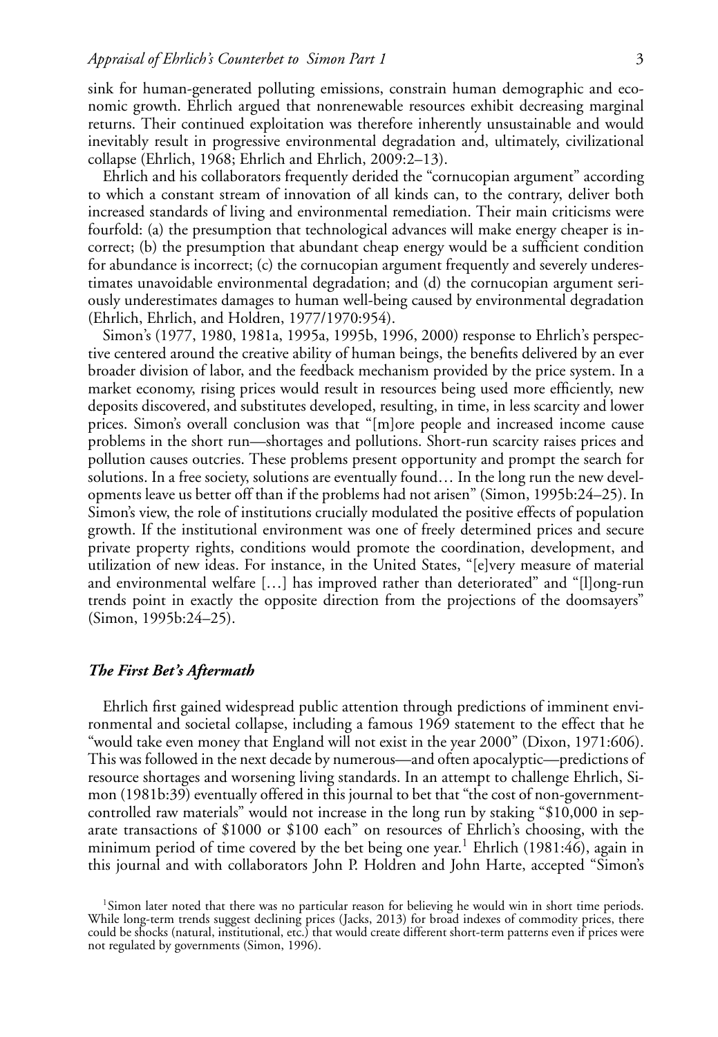sink for human-generated polluting emissions, constrain human demographic and economic growth. Ehrlich argued that nonrenewable resources exhibit decreasing marginal returns. Their continued exploitation was therefore inherently unsustainable and would inevitably result in progressive environmental degradation and, ultimately, civilizational collapse (Ehrlich, 1968; Ehrlich and Ehrlich, 2009:2–13).

Ehrlich and his collaborators frequently derided the "cornucopian argument" according to which a constant stream of innovation of all kinds can, to the contrary, deliver both increased standards of living and environmental remediation. Their main criticisms were fourfold: (a) the presumption that technological advances will make energy cheaper is incorrect; (b) the presumption that abundant cheap energy would be a sufficient condition for abundance is incorrect; (c) the cornucopian argument frequently and severely underestimates unavoidable environmental degradation; and (d) the cornucopian argument seriously underestimates damages to human well-being caused by environmental degradation (Ehrlich, Ehrlich, and Holdren, 1977/1970:954).

Simon's (1977, 1980, 1981a, 1995a, 1995b, 1996, 2000) response to Ehrlich's perspective centered around the creative ability of human beings, the benefits delivered by an ever broader division of labor, and the feedback mechanism provided by the price system. In a market economy, rising prices would result in resources being used more efficiently, new deposits discovered, and substitutes developed, resulting, in time, in less scarcity and lower prices. Simon's overall conclusion was that "[m]ore people and increased income cause problems in the short run—shortages and pollutions. Short-run scarcity raises prices and pollution causes outcries. These problems present opportunity and prompt the search for solutions. In a free society, solutions are eventually found… In the long run the new developments leave us better off than if the problems had not arisen" (Simon, 1995b:24–25). In Simon's view, the role of institutions crucially modulated the positive effects of population growth. If the institutional environment was one of freely determined prices and secure private property rights, conditions would promote the coordination, development, and utilization of new ideas. For instance, in the United States, "[e]very measure of material and environmental welfare […] has improved rather than deteriorated" and "[l]ong-run trends point in exactly the opposite direction from the projections of the doomsayers" (Simon, 1995b:24–25).

### *The First Bet's Aftermath*

Ehrlich first gained widespread public attention through predictions of imminent environmental and societal collapse, including a famous 1969 statement to the effect that he "would take even money that England will not exist in the year 2000" (Dixon, 1971:606). This was followed in the next decade by numerous—and often apocalyptic—predictions of resource shortages and worsening living standards. In an attempt to challenge Ehrlich, Simon (1981b:39) eventually offered in this journal to bet that "the cost of non-government-controlled raw materials" would not increase in the long run by staking "$10,000 in separate transactions of $1000 or $100 each" on resources of Ehrlich's choosing, with the minimum period of time covered by the bet being one year.[1] Ehrlich (1981:46), again in this journal and with collaborators John P. Holdren and John Harte, accepted "Simon's

[1] Simon later noted that there was no particular reason for believing he would win in short time periods. While long-term trends suggest declining prices (Jacks, 2013) for broad indexes of commodity prices, there could be shocks (natural, institutional, etc.) that would create different short-term patterns even if prices were not regulated by governments (Simon, 1996).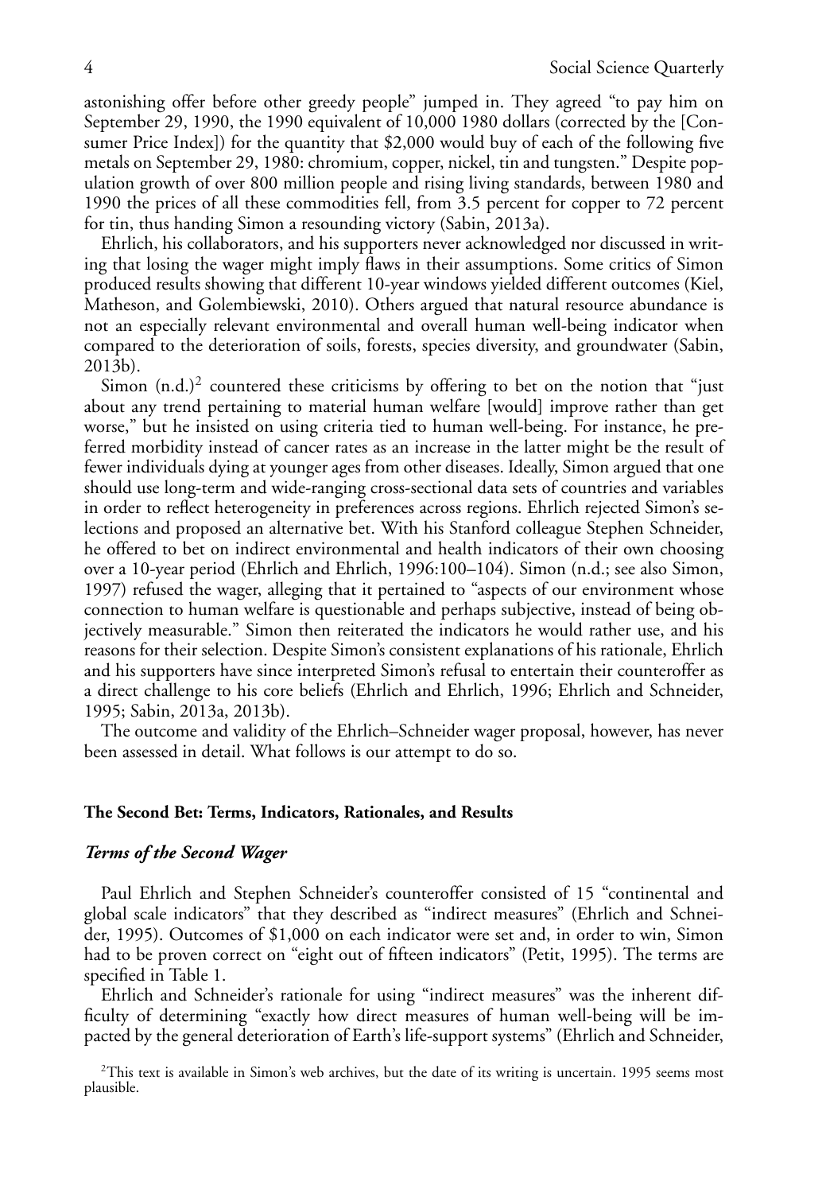astonishing offer before other greedy people" jumped in. They agreed "to pay him on September 29, 1990, the 1990 equivalent of 10,000 1980 dollars (corrected by the [Consumer Price Index]) for the quantity that $2,000 would buy of each of the following five metals on September 29, 1980: chromium, copper, nickel, tin and tungsten." Despite population growth of over 800 million people and rising living standards, between 1980 and 1990 the prices of all these commodities fell, from 3.5 percent for copper to 72 percent for tin, thus handing Simon a resounding victory (Sabin, 2013a).

Ehrlich, his collaborators, and his supporters never acknowledged nor discussed in writing that losing the wager might imply flaws in their assumptions. Some critics of Simon produced results showing that different 10-year windows yielded different outcomes (Kiel, Matheson, and Golembiewski, 2010). Others argued that natural resource abundance is not an especially relevant environmental and overall human well-being indicator when compared to the deterioration of soils, forests, species diversity, and groundwater (Sabin, 2013b).

Simon (n.d.)[2] countered these criticisms by offering to bet on the notion that "just about any trend pertaining to material human welfare [would] improve rather than get worse," but he insisted on using criteria tied to human well-being. For instance, he preferred morbidity instead of cancer rates as an increase in the latter might be the result of fewer individuals dying at younger ages from other diseases. Ideally, Simon argued that one should use long-term and wide-ranging cross-sectional data sets of countries and variables in order to reflect heterogeneity in preferences across regions. Ehrlich rejected Simon's selections and proposed an alternative bet. With his Stanford colleague Stephen Schneider, he offered to bet on indirect environmental and health indicators of their own choosing over a 10-year period (Ehrlich and Ehrlich, 1996:100–104). Simon (n.d.; see also Simon, 1997) refused the wager, alleging that it pertained to "aspects of our environment whose connection to human welfare is questionable and perhaps subjective, instead of being objectively measurable." Simon then reiterated the indicators he would rather use, and his reasons for their selection. Despite Simon's consistent explanations of his rationale, Ehrlich and his supporters have since interpreted Simon's refusal to entertain their counteroffer as a direct challenge to his core beliefs (Ehrlich and Ehrlich, 1996; Ehrlich and Schneider, 1995; Sabin, 2013a, 2013b).

The outcome and validity of the Ehrlich–Schneider wager proposal, however, has never been assessed in detail. What follows is our attempt to do so.

## The Second Bet: Terms, Indicators, Rationales, and Results

### *Terms of the Second Wager*

Paul Ehrlich and Stephen Schneider's counteroffer consisted of 15 "continental and global scale indicators" that they described as "indirect measures" (Ehrlich and Schneider, 1995). Outcomes of $1,000 on each indicator were set and, in order to win, Simon had to be proven correct on "eight out of fifteen indicators" (Petit, 1995). The terms are specified in Table 1.

Ehrlich and Schneider's rationale for using "indirect measures" was the inherent difficulty of determining "exactly how direct measures of human well-being will be impacted by the general deterioration of Earth's life-support systems" (Ehrlich and Schneider,

[2] This text is available in Simon's web archives, but the date of its writing is uncertain. 1995 seems most plausible.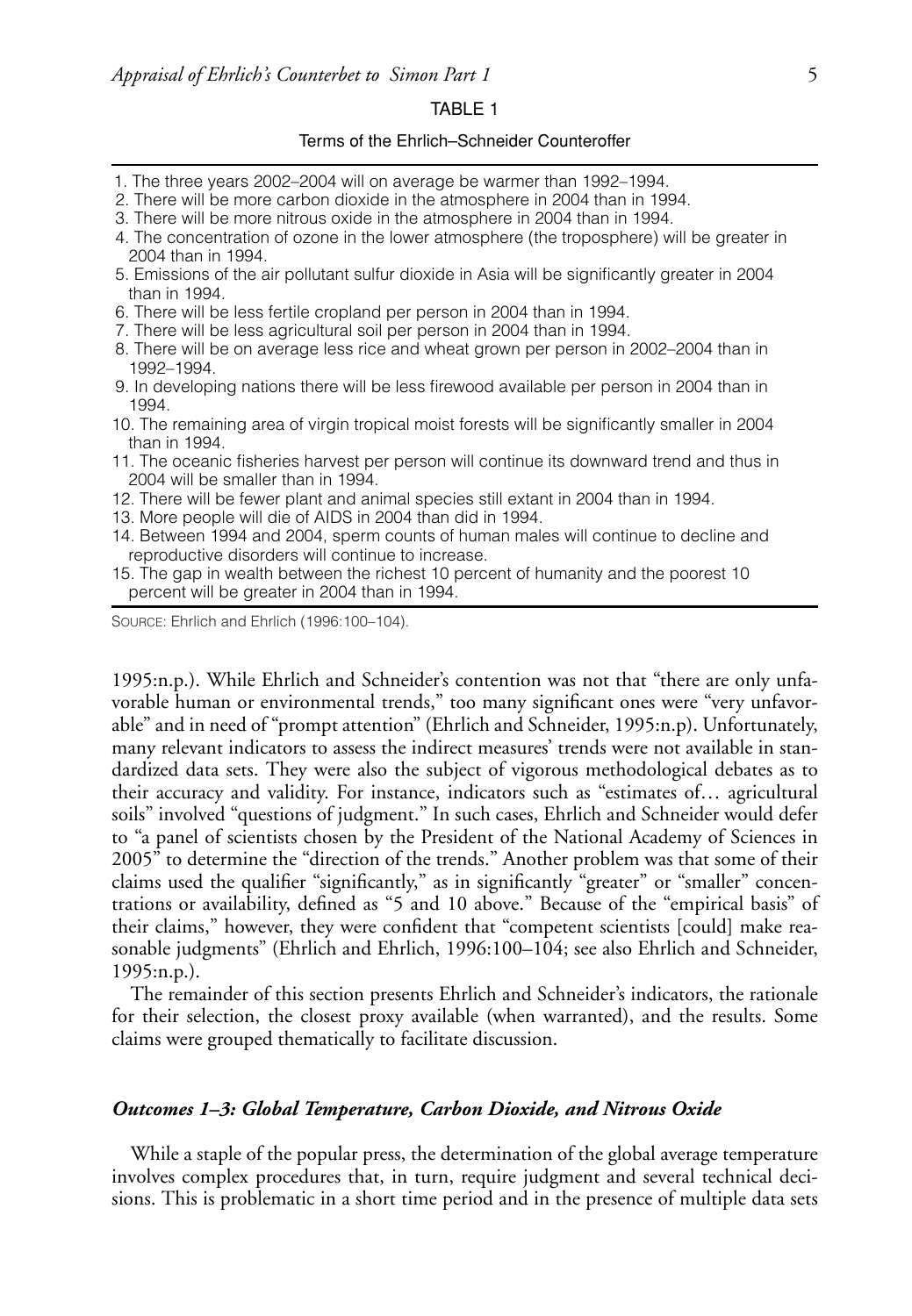TABLE 1

Terms of the Ehrlich–Schneider Counteroffer

1. The three years 2002–2004 will on average be warmer than 1992–1994.
2. There will be more carbon dioxide in the atmosphere in 2004 than in 1994.
3. There will be more nitrous oxide in the atmosphere in 2004 than in 1994.
4. The concentration of ozone in the lower atmosphere (the troposphere) will be greater in 2004 than in 1994.
5. Emissions of the air pollutant sulfur dioxide in Asia will be significantly greater in 2004 than in 1994.
6. There will be less fertile cropland per person in 2004 than in 1994.
7. There will be less agricultural soil per person in 2004 than in 1994.
8. There will be on average less rice and wheat grown per person in 2002–2004 than in 1992–1994.
9. In developing nations there will be less firewood available per person in 2004 than in 1994.
10. The remaining area of virgin tropical moist forests will be significantly smaller in 2004 than in 1994.
11. The oceanic fisheries harvest per person will continue its downward trend and thus in 2004 will be smaller than in 1994.
12. There will be fewer plant and animal species still extant in 2004 than in 1994.
13. More people will die of AIDS in 2004 than did in 1994.
14. Between 1994 and 2004, sperm counts of human males will continue to decline and reproductive disorders will continue to increase.
15. The gap in wealth between the richest 10 percent of humanity and the poorest 10 percent will be greater in 2004 than in 1994.

SOURCE: Ehrlich and Ehrlich (1996:100–104).

1995:n.p.). While Ehrlich and Schneider's contention was not that "there are only unfavorable human or environmental trends," too many significant ones were "very unfavorable" and in need of "prompt attention" (Ehrlich and Schneider, 1995:n.p). Unfortunately, many relevant indicators to assess the indirect measures' trends were not available in standardized data sets. They were also the subject of vigorous methodological debates as to their accuracy and validity. For instance, indicators such as "estimates of… agricultural soils" involved "questions of judgment." In such cases, Ehrlich and Schneider would defer to "a panel of scientists chosen by the President of the National Academy of Sciences in 2005" to determine the "direction of the trends." Another problem was that some of their claims used the qualifier "significantly," as in significantly "greater" or "smaller" concentrations or availability, defined as "5 and 10 above." Because of the "empirical basis" of their claims," however, they were confident that "competent scientists [could] make reasonable judgments" (Ehrlich and Ehrlich, 1996:100–104; see also Ehrlich and Schneider, 1995:n.p.).

The remainder of this section presents Ehrlich and Schneider's indicators, the rationale for their selection, the closest proxy available (when warranted), and the results. Some claims were grouped thematically to facilitate discussion.

### *Outcomes 1–3: Global Temperature, Carbon Dioxide, and Nitrous Oxide*

While a staple of the popular press, the determination of the global average temperature involves complex procedures that, in turn, require judgment and several technical decisions. This is problematic in a short time period and in the presence of multiple data sets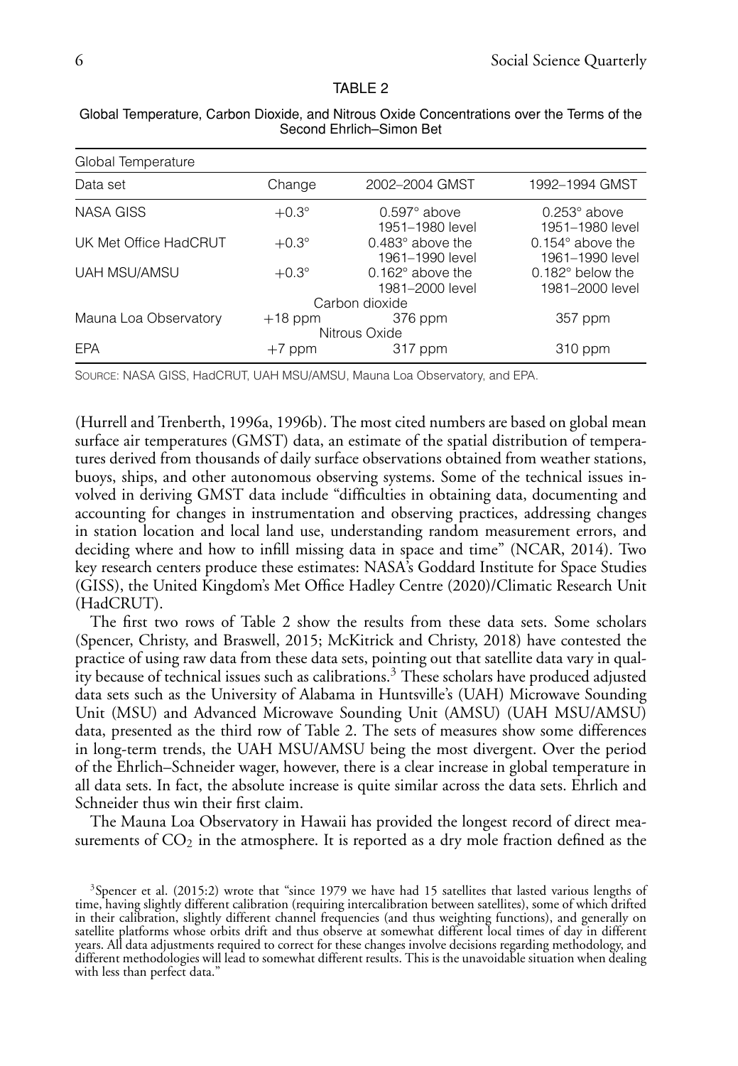TABLE 2

Global Temperature, Carbon Dioxide, and Nitrous Oxide Concentrations over the Terms of the Second Ehrlich–Simon Bet

| Global Temperature | | | |
|---|---|---|---|
| Data set | Change | 2002–2004 GMST | 1992–1994 GMST |
| NASA GISS | +0.3° | 0.597° above 1951–1980 level | 0.253° above 1951–1980 level |
| UK Met Office HadCRUT | +0.3° | 0.483° above the 1961–1990 level | 0.154° above the 1961–1990 level |
| UAH MSU/AMSU | +0.3° | 0.162° above the 1981–2000 level | 0.182° below the 1981–2000 level |
| | | Carbon dioxide | |
| Mauna Loa Observatory | +18 ppm | 376 ppm | 357 ppm |
| | | Nitrous Oxide | |
| EPA | +7 ppm | 317 ppm | 310 ppm |

SOURCE: NASA GISS, HadCRUT, UAH MSU/AMSU, Mauna Loa Observatory, and EPA.

(Hurrell and Trenberth, 1996a, 1996b). The most cited numbers are based on global mean surface air temperatures (GMST) data, an estimate of the spatial distribution of temperatures derived from thousands of daily surface observations obtained from weather stations, buoys, ships, and other autonomous observing systems. Some of the technical issues involved in deriving GMST data include "difficulties in obtaining data, documenting and accounting for changes in instrumentation and observing practices, addressing changes in station location and local land use, understanding random measurement errors, and deciding where and how to infill missing data in space and time" (NCAR, 2014). Two key research centers produce these estimates: NASA's Goddard Institute for Space Studies (GISS), the United Kingdom's Met Office Hadley Centre (2020)/Climatic Research Unit (HadCRUT).

The first two rows of Table 2 show the results from these data sets. Some scholars (Spencer, Christy, and Braswell, 2015; McKitrick and Christy, 2018) have contested the practice of using raw data from these data sets, pointing out that satellite data vary in quality because of technical issues such as calibrations.[3] These scholars have produced adjusted data sets such as the University of Alabama in Huntsville's (UAH) Microwave Sounding Unit (MSU) and Advanced Microwave Sounding Unit (AMSU) (UAH MSU/AMSU) data, presented as the third row of Table 2. The sets of measures show some differences in long-term trends, the UAH MSU/AMSU being the most divergent. Over the period of the Ehrlich–Schneider wager, however, there is a clear increase in global temperature in all data sets. In fact, the absolute increase is quite similar across the data sets. Ehrlich and Schneider thus win their first claim.

The Mauna Loa Observatory in Hawaii has provided the longest record of direct measurements of $CO_2$ in the atmosphere. It is reported as a dry mole fraction defined as the

[3]Spencer et al. (2015:2) wrote that "since 1979 we have had 15 satellites that lasted various lengths of time, having slightly different calibration (requiring intercalibration between satellites), some of which drifted in their calibration, slightly different channel frequencies (and thus weighting functions), and generally on satellite platforms whose orbits drift and thus observe at somewhat different local times of day in different years. All data adjustments required to correct for these changes involve decisions regarding methodology, and different methodologies will lead to somewhat different results. This is the unavoidable situation when dealing with less than perfect data."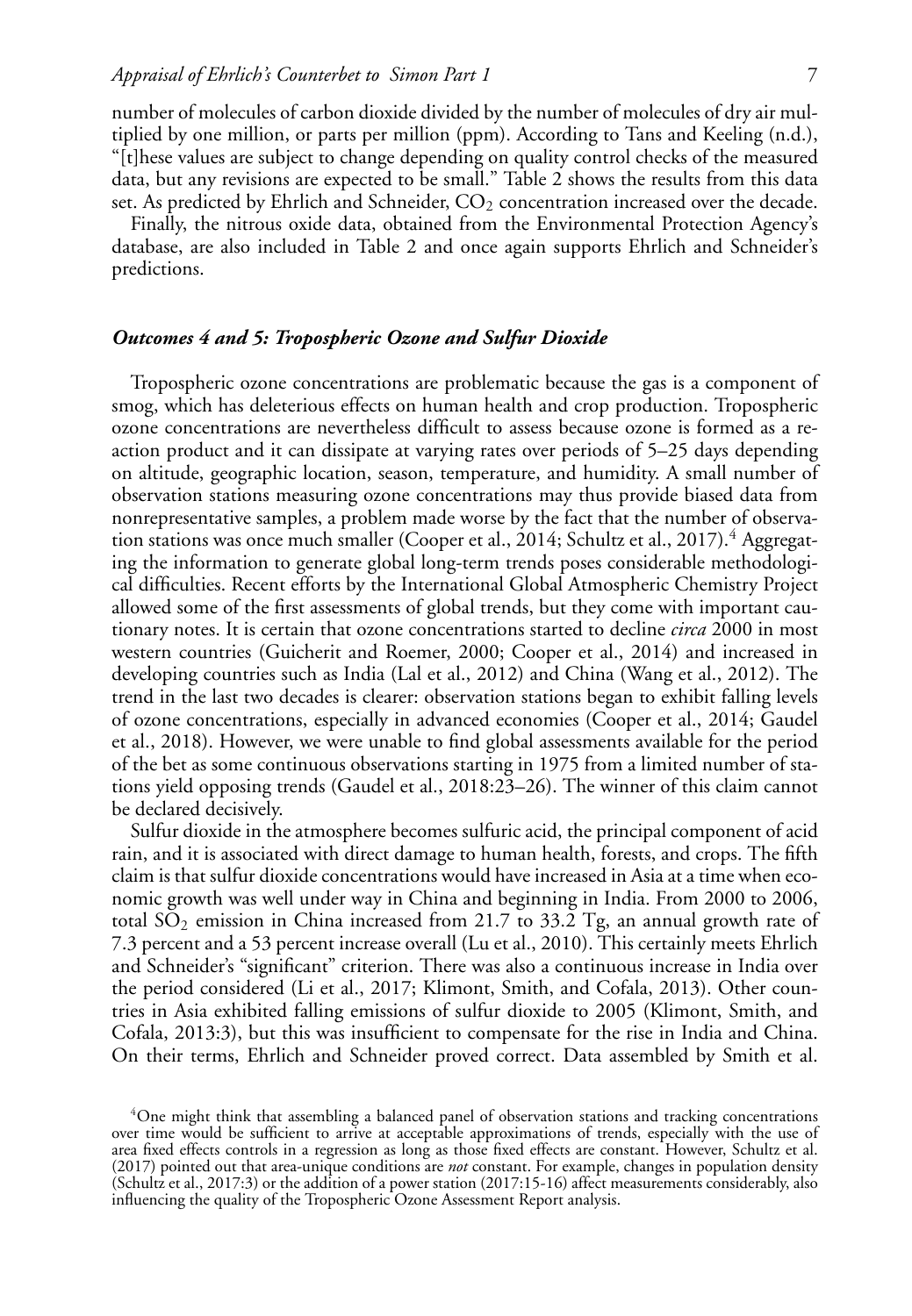number of molecules of carbon dioxide divided by the number of molecules of dry air multiplied by one million, or parts per million (ppm). According to Tans and Keeling (n.d.), "[t]hese values are subject to change depending on quality control checks of the measured data, but any revisions are expected to be small." Table 2 shows the results from this data set. As predicted by Ehrlich and Schneider, $CO_2$ concentration increased over the decade.

Finally, the nitrous oxide data, obtained from the Environmental Protection Agency's database, are also included in Table 2 and once again supports Ehrlich and Schneider's predictions.

### *Outcomes 4 and 5: Tropospheric Ozone and Sulfur Dioxide*

Tropospheric ozone concentrations are problematic because the gas is a component of smog, which has deleterious effects on human health and crop production. Tropospheric ozone concentrations are nevertheless difficult to assess because ozone is formed as a reaction product and it can dissipate at varying rates over periods of 5–25 days depending on altitude, geographic location, season, temperature, and humidity. A small number of observation stations measuring ozone concentrations may thus provide biased data from nonrepresentative samples, a problem made worse by the fact that the number of observation stations was once much smaller (Cooper et al., 2014; Schultz et al., 2017).[4] Aggregating the information to generate global long-term trends poses considerable methodological difficulties. Recent efforts by the International Global Atmospheric Chemistry Project allowed some of the first assessments of global trends, but they come with important cautionary notes. It is certain that ozone concentrations started to decline *circa* 2000 in most western countries (Guicherit and Roemer, 2000; Cooper et al., 2014) and increased in developing countries such as India (Lal et al., 2012) and China (Wang et al., 2012). The trend in the last two decades is clearer: observation stations began to exhibit falling levels of ozone concentrations, especially in advanced economies (Cooper et al., 2014; Gaudel et al., 2018). However, we were unable to find global assessments available for the period of the bet as some continuous observations starting in 1975 from a limited number of stations yield opposing trends (Gaudel et al., 2018:23–26). The winner of this claim cannot be declared decisively.

Sulfur dioxide in the atmosphere becomes sulfuric acid, the principal component of acid rain, and it is associated with direct damage to human health, forests, and crops. The fifth claim is that sulfur dioxide concentrations would have increased in Asia at a time when economic growth was well under way in China and beginning in India. From 2000 to 2006, total $SO_2$ emission in China increased from 21.7 to 33.2 Tg, an annual growth rate of 7.3 percent and a 53 percent increase overall (Lu et al., 2010). This certainly meets Ehrlich and Schneider's "significant" criterion. There was also a continuous increase in India over the period considered (Li et al., 2017; Klimont, Smith, and Cofala, 2013). Other countries in Asia exhibited falling emissions of sulfur dioxide to 2005 (Klimont, Smith, and Cofala, 2013:3), but this was insufficient to compensate for the rise in India and China. On their terms, Ehrlich and Schneider proved correct. Data assembled by Smith et al.

[4] One might think that assembling a balanced panel of observation stations and tracking concentrations over time would be sufficient to arrive at acceptable approximations of trends, especially with the use of area fixed effects controls in a regression as long as those fixed effects are constant. However, Schultz et al. (2017) pointed out that area-unique conditions are *not* constant. For example, changes in population density (Schultz et al., 2017:3) or the addition of a power station (2017:15-16) affect measurements considerably, also influencing the quality of the Tropospheric Ozone Assessment Report analysis.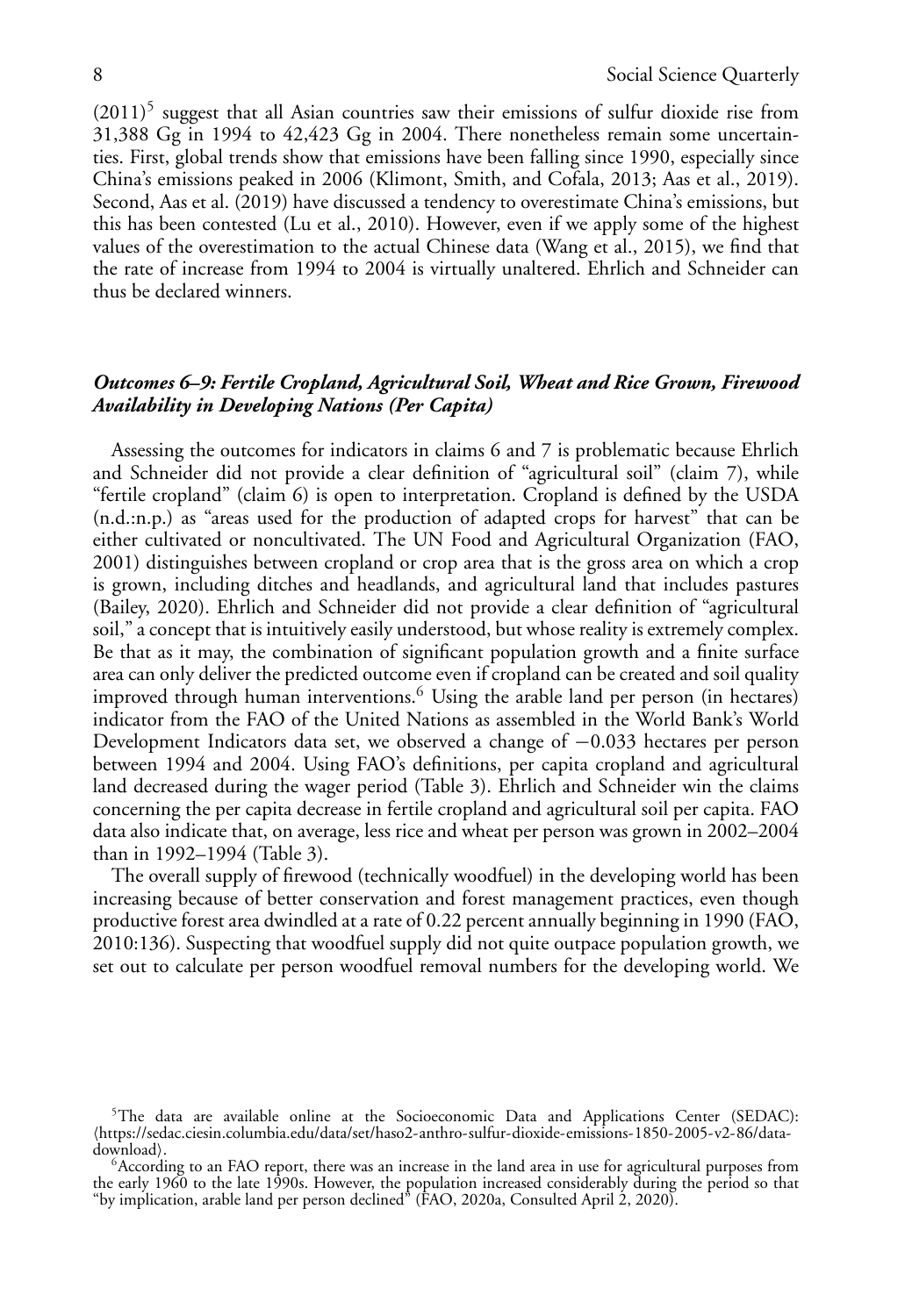(2011)[5] suggest that all Asian countries saw their emissions of sulfur dioxide rise from 31,388 Gg in 1994 to 42,423 Gg in 2004. There nonetheless remain some uncertainties. First, global trends show that emissions have been falling since 1990, especially since China's emissions peaked in 2006 (Klimont, Smith, and Cofala, 2013; Aas et al., 2019). Second, Aas et al. (2019) have discussed a tendency to overestimate China's emissions, but this has been contested (Lu et al., 2010). However, even if we apply some of the highest values of the overestimation to the actual Chinese data (Wang et al., 2015), we find that the rate of increase from 1994 to 2004 is virtually unaltered. Ehrlich and Schneider can thus be declared winners.

### *Outcomes 6–9: Fertile Cropland, Agricultural Soil, Wheat and Rice Grown, Firewood Availability in Developing Nations (Per Capita)*

Assessing the outcomes for indicators in claims 6 and 7 is problematic because Ehrlich and Schneider did not provide a clear definition of "agricultural soil" (claim 7), while "fertile cropland" (claim 6) is open to interpretation. Cropland is defined by the USDA (n.d.:n.p.) as "areas used for the production of adapted crops for harvest" that can be either cultivated or noncultivated. The UN Food and Agricultural Organization (FAO, 2001) distinguishes between cropland or crop area that is the gross area on which a crop is grown, including ditches and headlands, and agricultural land that includes pastures (Bailey, 2020). Ehrlich and Schneider did not provide a clear definition of "agricultural soil," a concept that is intuitively easily understood, but whose reality is extremely complex. Be that as it may, the combination of significant population growth and a finite surface area can only deliver the predicted outcome even if cropland can be created and soil quality improved through human interventions.[6] Using the arable land per person (in hectares) indicator from the FAO of the United Nations as assembled in the World Bank's World Development Indicators data set, we observed a change of −0.033 hectares per person between 1994 and 2004. Using FAO's definitions, per capita cropland and agricultural land decreased during the wager period (Table 3). Ehrlich and Schneider win the claims concerning the per capita decrease in fertile cropland and agricultural soil per capita. FAO data also indicate that, on average, less rice and wheat per person was grown in 2002–2004 than in 1992–1994 (Table 3).

The overall supply of firewood (technically woodfuel) in the developing world has been increasing because of better conservation and forest management practices, even though productive forest area dwindled at a rate of 0.22 percent annually beginning in 1990 (FAO, 2010:136). Suspecting that woodfuel supply did not quite outpace population growth, we set out to calculate per person woodfuel removal numbers for the developing world. We

[5]The data are available online at the Socioeconomic Data and Applications Center (SEDAC): ⟨https://sedac.ciesin.columbia.edu/data/set/haso2-anthro-sulfur-dioxide-emissions-1850-2005-v2-86/data-download⟩.

[6]According to an FAO report, there was an increase in the land area in use for agricultural purposes from the early 1960 to the late 1990s. However, the population increased considerably during the period so that "by implication, arable land per person declined" (FAO, 2020a, Consulted April 2, 2020).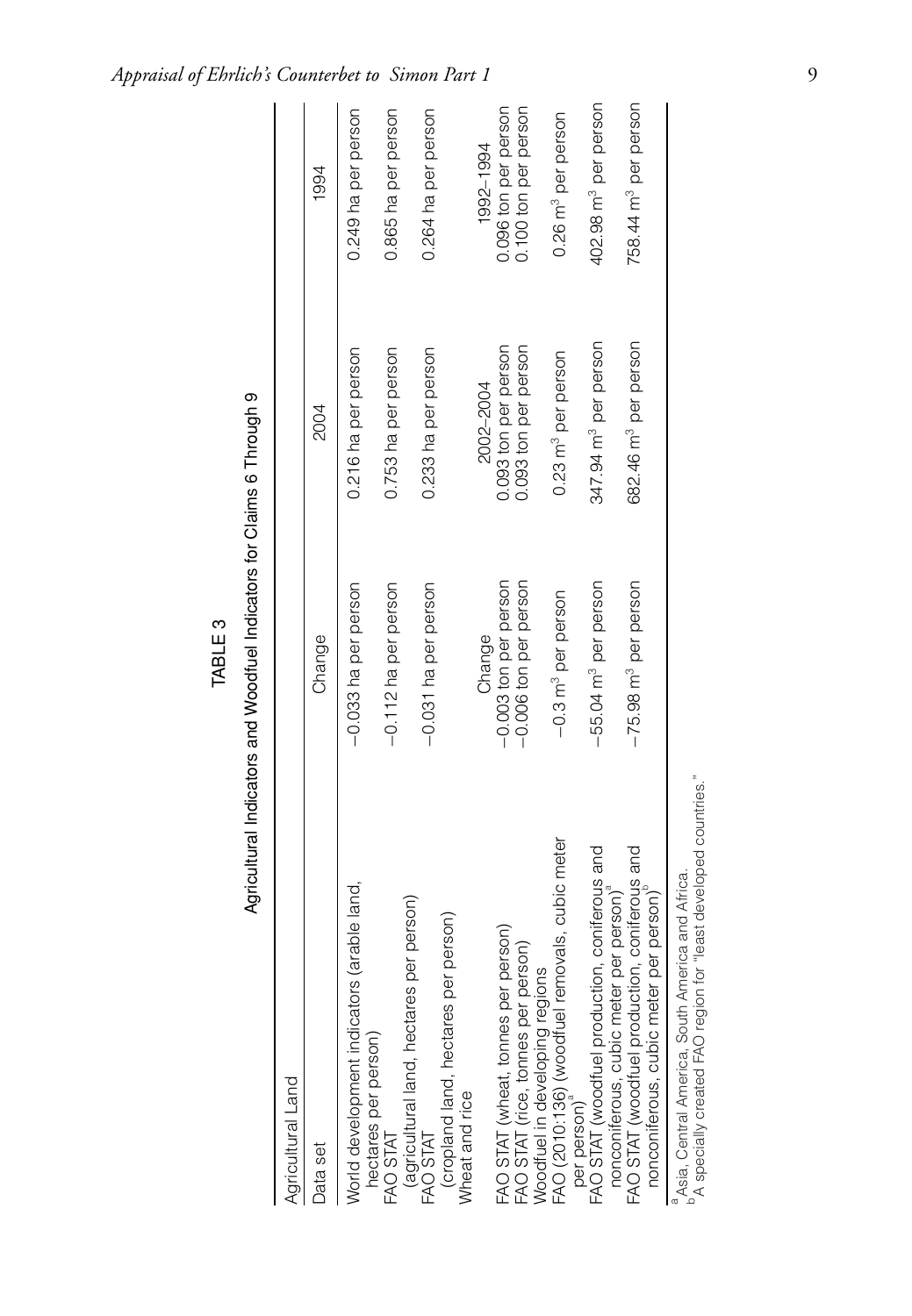TABLE 3

Agricultural Indicators and Woodfuel Indicators for Claims 6 Through 9

| Agricultural Land | | | |
|---|---|---|---|
| Data set | Change | 2004 | 1994 |
| World development indicators (arable land, hectares per person) | −0.033 ha per person | 0.216 ha per person | 0.249 ha per person |
| FAO STAT (agricultural land, hectares per person) | −0.112 ha per person | 0.753 ha per person | 0.865 ha per person |
| FAO STAT (cropland land, hectares per person) | −0.031 ha per person | 0.233 ha per person | 0.264 ha per person |
| Wheat and rice | Change | 2002–2004 | 1992–1994 |
| FAO STAT (wheat, tonnes per person) | −0.003 ton per person | 0.093 ton per person | 0.096 ton per person |
| FAO STAT (rice, tonnes per person) | −0.006 ton per person | 0.093 ton per person | 0.100 ton per person |
| Woodfuel in developing regions | | | |
| FAO (2010:136) (woodfuel removals, cubic meter per person)[a] | −0.3 $m^3$ per person | 0.23 $m^3$ per person | 0.26 $m^3$ per person |
| FAO STAT (woodfuel production, coniferous and nonconiferous, cubic meter per person)[a] | −55.04 $m^3$ per person | 347.94 $m^3$ per person | 402.98 $m^3$ per person |
| FAO STAT (woodfuel production, coniferous and nonconiferous, cubic meter per person)[b] | −75.98 $m^3$ per person | 682.46 $m^3$ per person | 758.44 $m^3$ per person |

[a] Asia, Central America, South America and Africa.
[b] A specially created FAO region for "least developed countries."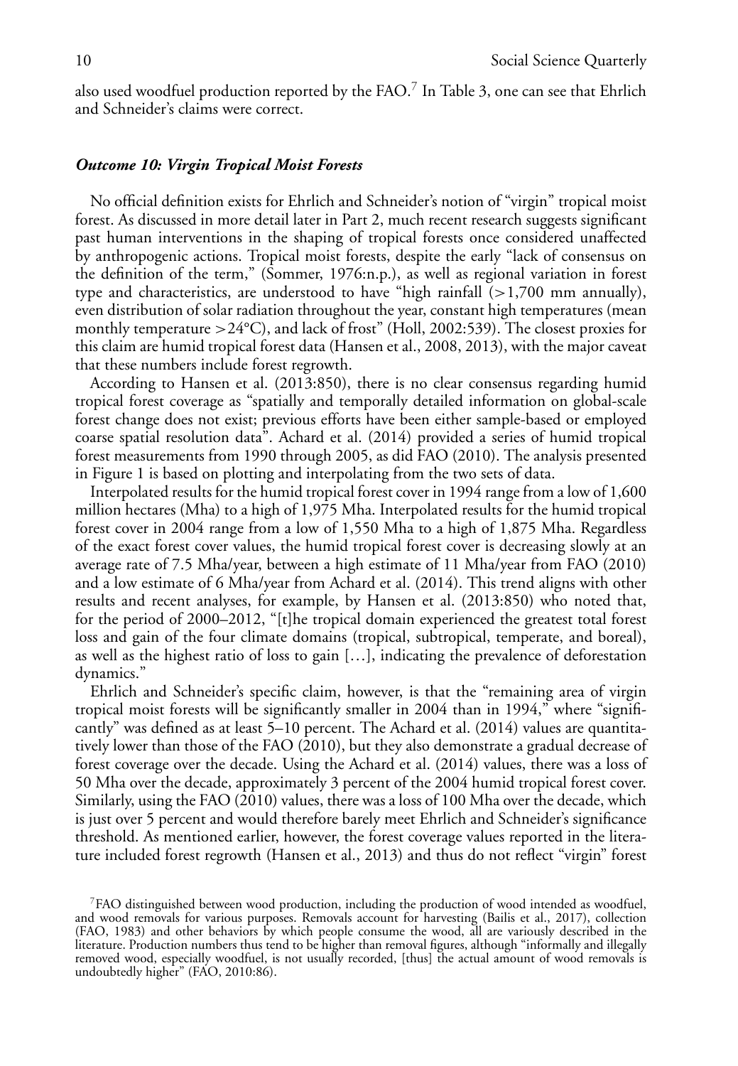also used woodfuel production reported by the FAO.[7] In Table 3, one can see that Ehrlich and Schneider's claims were correct.

### *Outcome 10: Virgin Tropical Moist Forests*

No official definition exists for Ehrlich and Schneider's notion of "virgin" tropical moist forest. As discussed in more detail later in Part 2, much recent research suggests significant past human interventions in the shaping of tropical forests once considered unaffected by anthropogenic actions. Tropical moist forests, despite the early "lack of consensus on the definition of the term," (Sommer, 1976:n.p.), as well as regional variation in forest type and characteristics, are understood to have "high rainfall (>1,700 mm annually), even distribution of solar radiation throughout the year, constant high temperatures (mean monthly temperature >24°C), and lack of frost" (Holl, 2002:539). The closest proxies for this claim are humid tropical forest data (Hansen et al., 2008, 2013), with the major caveat that these numbers include forest regrowth.

According to Hansen et al. (2013:850), there is no clear consensus regarding humid tropical forest coverage as "spatially and temporally detailed information on global-scale forest change does not exist; previous efforts have been either sample-based or employed coarse spatial resolution data". Achard et al. (2014) provided a series of humid tropical forest measurements from 1990 through 2005, as did FAO (2010). The analysis presented in Figure 1 is based on plotting and interpolating from the two sets of data.

Interpolated results for the humid tropical forest cover in 1994 range from a low of 1,600 million hectares (Mha) to a high of 1,975 Mha. Interpolated results for the humid tropical forest cover in 2004 range from a low of 1,550 Mha to a high of 1,875 Mha. Regardless of the exact forest cover values, the humid tropical forest cover is decreasing slowly at an average rate of 7.5 Mha/year, between a high estimate of 11 Mha/year from FAO (2010) and a low estimate of 6 Mha/year from Achard et al. (2014). This trend aligns with other results and recent analyses, for example, by Hansen et al. (2013:850) who noted that, for the period of 2000–2012, "[t]he tropical domain experienced the greatest total forest loss and gain of the four climate domains (tropical, subtropical, temperate, and boreal), as well as the highest ratio of loss to gain […], indicating the prevalence of deforestation dynamics."

Ehrlich and Schneider's specific claim, however, is that the "remaining area of virgin tropical moist forests will be significantly smaller in 2004 than in 1994," where "significantly" was defined as at least 5–10 percent. The Achard et al. (2014) values are quantitatively lower than those of the FAO (2010), but they also demonstrate a gradual decrease of forest coverage over the decade. Using the Achard et al. (2014) values, there was a loss of 50 Mha over the decade, approximately 3 percent of the 2004 humid tropical forest cover. Similarly, using the FAO (2010) values, there was a loss of 100 Mha over the decade, which is just over 5 percent and would therefore barely meet Ehrlich and Schneider's significance threshold. As mentioned earlier, however, the forest coverage values reported in the literature included forest regrowth (Hansen et al., 2013) and thus do not reflect "virgin" forest

[7]FAO distinguished between wood production, including the production of wood intended as woodfuel, and wood removals for various purposes. Removals account for harvesting (Bailis et al., 2017), collection (FAO, 1983) and other behaviors by which people consume the wood, all are variously described in the literature. Production numbers thus tend to be higher than removal figures, although "informally and illegally removed wood, especially woodfuel, is not usually recorded, [thus] the actual amount of wood removals is undoubtedly higher" (FAO, 2010:86).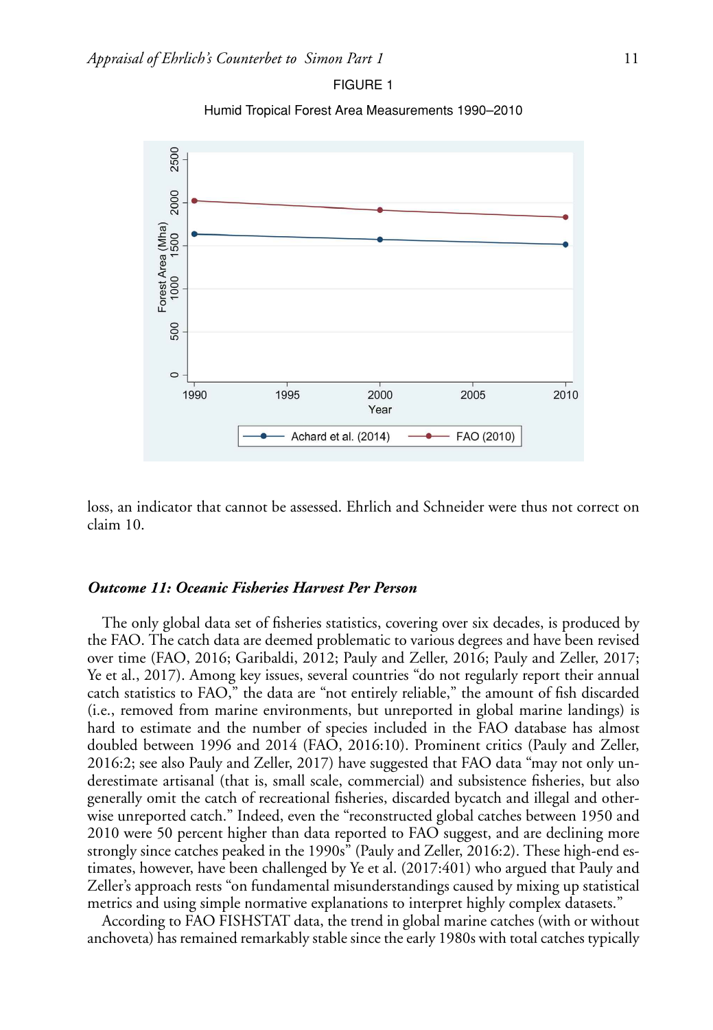FIGURE 1

Humid Tropical Forest Area Measurements 1990–2010

loss, an indicator that cannot be assessed. Ehrlich and Schneider were thus not correct on claim 10.

### *Outcome 11: Oceanic Fisheries Harvest Per Person*

The only global data set of fisheries statistics, covering over six decades, is produced by the FAO. The catch data are deemed problematic to various degrees and have been revised over time (FAO, 2016; Garibaldi, 2012; Pauly and Zeller, 2016; Pauly and Zeller, 2017; Ye et al., 2017). Among key issues, several countries "do not regularly report their annual catch statistics to FAO," the data are "not entirely reliable," the amount of fish discarded (i.e., removed from marine environments, but unreported in global marine landings) is hard to estimate and the number of species included in the FAO database has almost doubled between 1996 and 2014 (FAO, 2016:10). Prominent critics (Pauly and Zeller, 2016:2; see also Pauly and Zeller, 2017) have suggested that FAO data "may not only underestimate artisanal (that is, small scale, commercial) and subsistence fisheries, but also generally omit the catch of recreational fisheries, discarded bycatch and illegal and otherwise unreported catch." Indeed, even the "reconstructed global catches between 1950 and 2010 were 50 percent higher than data reported to FAO suggest, and are declining more strongly since catches peaked in the 1990s" (Pauly and Zeller, 2016:2). These high-end estimates, however, have been challenged by Ye et al. (2017:401) who argued that Pauly and Zeller's approach rests "on fundamental misunderstandings caused by mixing up statistical metrics and using simple normative explanations to interpret highly complex datasets."

According to FAO FISHSTAT data, the trend in global marine catches (with or without anchoveta) has remained remarkably stable since the early 1980s with total catches typically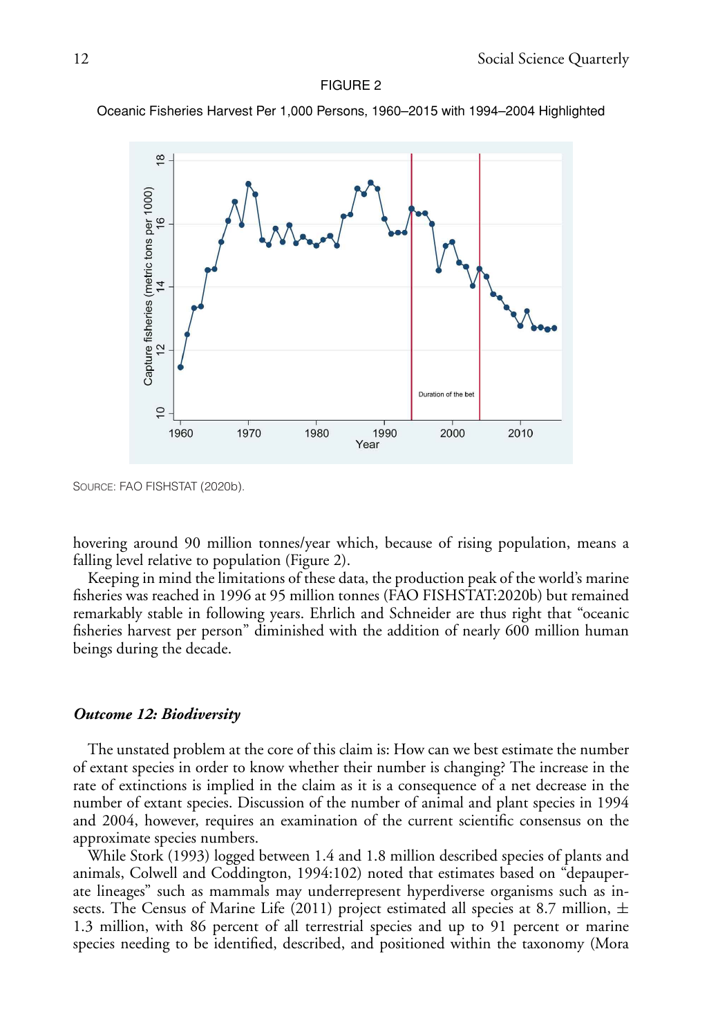FIGURE 2

Oceanic Fisheries Harvest Per 1,000 Persons, 1960–2015 with 1994–2004 Highlighted

SOURCE: FAO FISHSTAT (2020b).

hovering around 90 million tonnes/year which, because of rising population, means a falling level relative to population (Figure 2).

Keeping in mind the limitations of these data, the production peak of the world's marine fisheries was reached in 1996 at 95 million tonnes (FAO FISHSTAT:2020b) but remained remarkably stable in following years. Ehrlich and Schneider are thus right that "oceanic fisheries harvest per person" diminished with the addition of nearly 600 million human beings during the decade.

### *Outcome 12: Biodiversity*

The unstated problem at the core of this claim is: How can we best estimate the number of extant species in order to know whether their number is changing? The increase in the rate of extinctions is implied in the claim as it is a consequence of a net decrease in the number of extant species. Discussion of the number of animal and plant species in 1994 and 2004, however, requires an examination of the current scientific consensus on the approximate species numbers.

While Stork (1993) logged between 1.4 and 1.8 million described species of plants and animals, Colwell and Coddington, 1994:102) noted that estimates based on "depauperate lineages" such as mammals may underrepresent hyperdiverse organisms such as insects. The Census of Marine Life (2011) project estimated all species at 8.7 million, $\pm$ 1.3 million, with 86 percent of all terrestrial species and up to 91 percent or marine species needing to be identified, described, and positioned within the taxonomy (Mora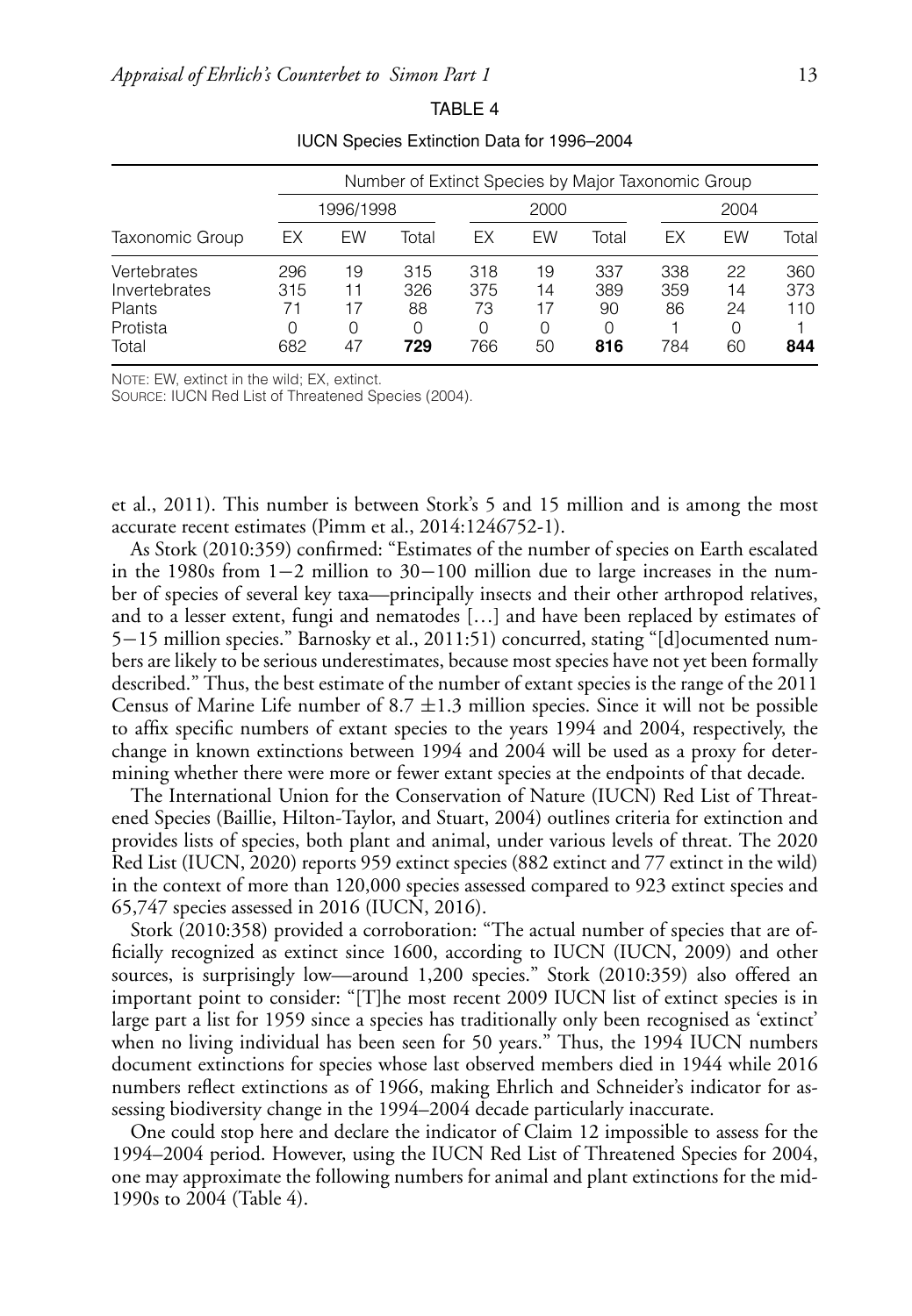TABLE 4

IUCN Species Extinction Data for 1996–2004

| Taxonomic Group | Number of Extinct Species by Major Taxonomic Group | | | | | | | | |
|---|---|---|---|---|---|---|---|---|---|
| | 1996/1998 | | | 2000 | | | 2004 | | |
| | EX | EW | Total | EX | EW | Total | EX | EW | Total |
| Vertebrates | 296 | 19 | 315 | 318 | 19 | 337 | 338 | 22 | 360 |
| Invertebrates | 315 | 11 | 326 | 375 | 14 | 389 | 359 | 14 | 373 |
| Plants | 71 | 17 | 88 | 73 | 17 | 90 | 86 | 24 | 110 |
| Protista | 0 | 0 | 0 | 0 | 0 | 0 | 1 | 0 | 1 |
| Total | 682 | 47 | **729** | 766 | 50 | **816** | 784 | 60 | **844** |

NOTE: EW, extinct in the wild; EX, extinct.
SOURCE: IUCN Red List of Threatened Species (2004).

et al., 2011). This number is between Stork's 5 and 15 million and is among the most accurate recent estimates (Pimm et al., 2014:1246752-1).

As Stork (2010:359) confirmed: "Estimates of the number of species on Earth escalated in the 1980s from 1−2 million to 30−100 million due to large increases in the number of species of several key taxa—principally insects and their other arthropod relatives, and to a lesser extent, fungi and nematodes […] and have been replaced by estimates of 5−15 million species." Barnosky et al., 2011:51) concurred, stating "[d]ocumented numbers are likely to be serious underestimates, because most species have not yet been formally described." Thus, the best estimate of the number of extant species is the range of the 2011 Census of Marine Life number of 8.7 ±1.3 million species. Since it will not be possible to affix specific numbers of extant species to the years 1994 and 2004, respectively, the change in known extinctions between 1994 and 2004 will be used as a proxy for determining whether there were more or fewer extant species at the endpoints of that decade.

The International Union for the Conservation of Nature (IUCN) Red List of Threatened Species (Baillie, Hilton-Taylor, and Stuart, 2004) outlines criteria for extinction and provides lists of species, both plant and animal, under various levels of threat. The 2020 Red List (IUCN, 2020) reports 959 extinct species (882 extinct and 77 extinct in the wild) in the context of more than 120,000 species assessed compared to 923 extinct species and 65,747 species assessed in 2016 (IUCN, 2016).

Stork (2010:358) provided a corroboration: "The actual number of species that are officially recognized as extinct since 1600, according to IUCN (IUCN, 2009) and other sources, is surprisingly low—around 1,200 species." Stork (2010:359) also offered an important point to consider: "[T]he most recent 2009 IUCN list of extinct species is in large part a list for 1959 since a species has traditionally only been recognised as 'extinct' when no living individual has been seen for 50 years." Thus, the 1994 IUCN numbers document extinctions for species whose last observed members died in 1944 while 2016 numbers reflect extinctions as of 1966, making Ehrlich and Schneider's indicator for assessing biodiversity change in the 1994–2004 decade particularly inaccurate.

One could stop here and declare the indicator of Claim 12 impossible to assess for the 1994–2004 period. However, using the IUCN Red List of Threatened Species for 2004, one may approximate the following numbers for animal and plant extinctions for the mid-1990s to 2004 (Table 4).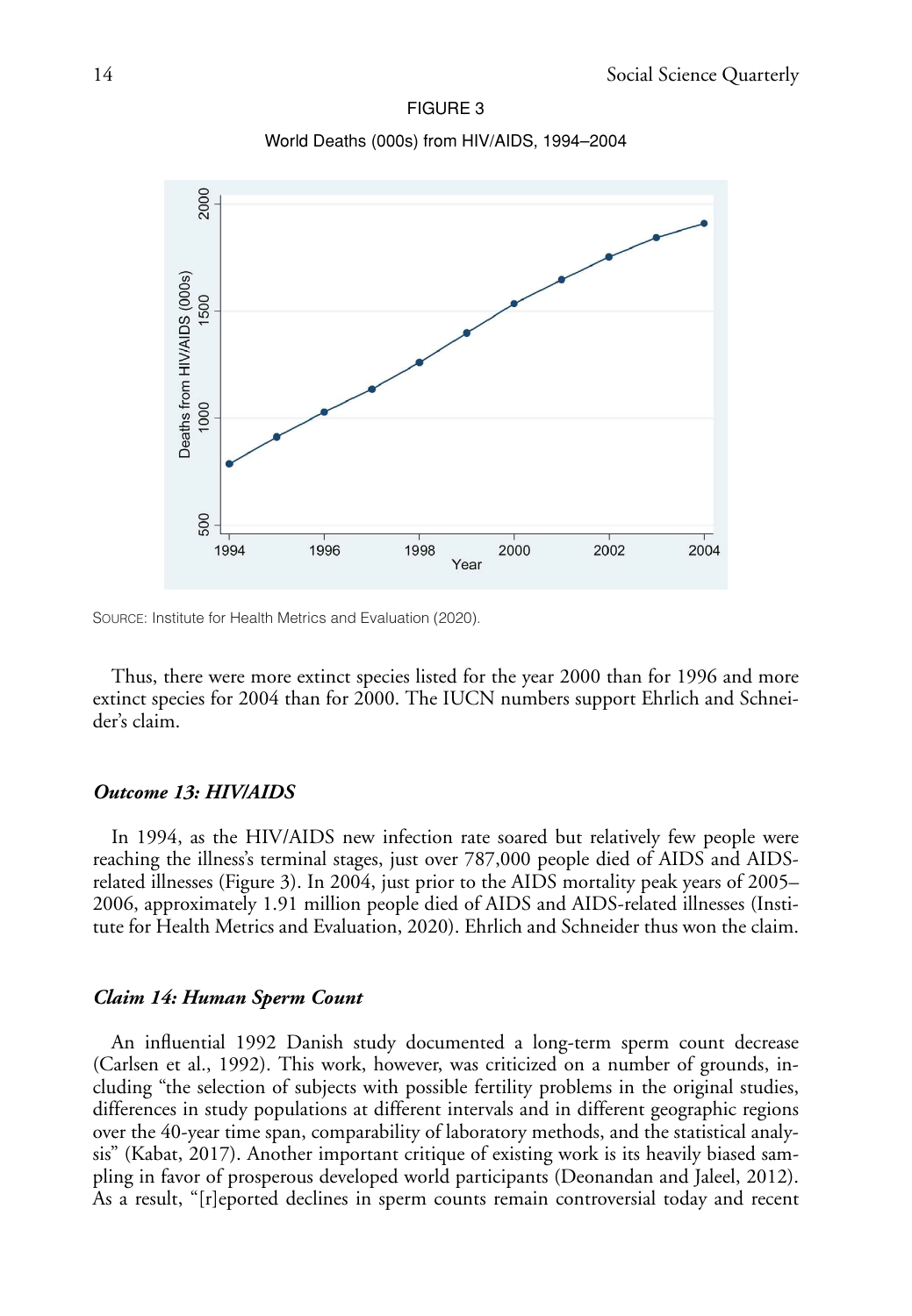FIGURE 3

World Deaths (000s) from HIV/AIDS, 1994–2004

SOURCE: Institute for Health Metrics and Evaluation (2020).

Thus, there were more extinct species listed for the year 2000 than for 1996 and more extinct species for 2004 than for 2000. The IUCN numbers support Ehrlich and Schneider's claim.

### *Outcome 13: HIV/AIDS*

In 1994, as the HIV/AIDS new infection rate soared but relatively few people were reaching the illness's terminal stages, just over 787,000 people died of AIDS and AIDS-related illnesses (Figure 3). In 2004, just prior to the AIDS mortality peak years of 2005–2006, approximately 1.91 million people died of AIDS and AIDS-related illnesses (Institute for Health Metrics and Evaluation, 2020). Ehrlich and Schneider thus won the claim.

### *Claim 14: Human Sperm Count*

An influential 1992 Danish study documented a long-term sperm count decrease (Carlsen et al., 1992). This work, however, was criticized on a number of grounds, including "the selection of subjects with possible fertility problems in the original studies, differences in study populations at different intervals and in different geographic regions over the 40-year time span, comparability of laboratory methods, and the statistical analysis" (Kabat, 2017). Another important critique of existing work is its heavily biased sampling in favor of prosperous developed world participants (Deonandan and Jaleel, 2012). As a result, "[r]eported declines in sperm counts remain controversial today and recent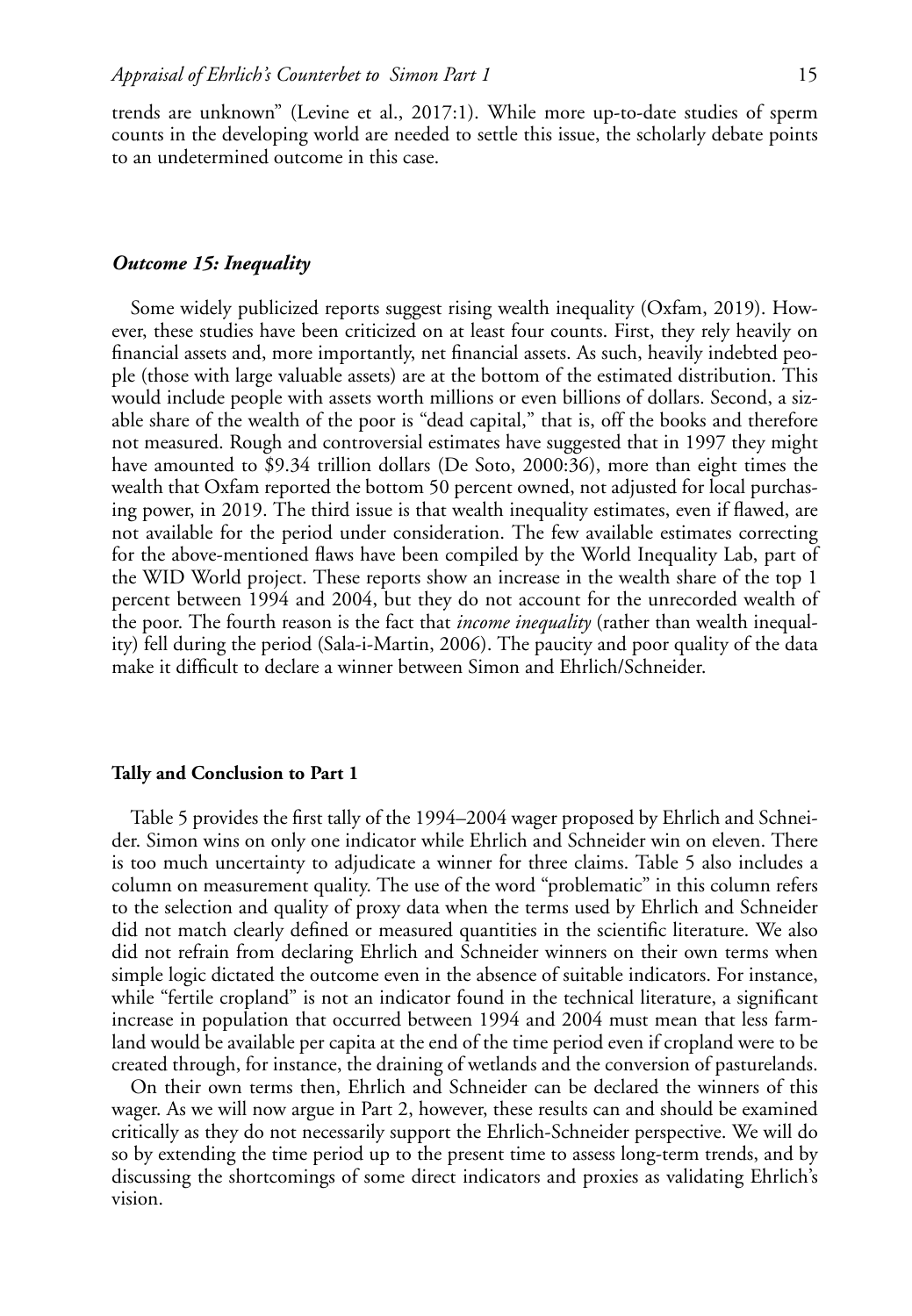trends are unknown" (Levine et al., 2017:1). While more up-to-date studies of sperm counts in the developing world are needed to settle this issue, the scholarly debate points to an undetermined outcome in this case.

### *Outcome 15: Inequality*

Some widely publicized reports suggest rising wealth inequality (Oxfam, 2019). However, these studies have been criticized on at least four counts. First, they rely heavily on financial assets and, more importantly, net financial assets. As such, heavily indebted people (those with large valuable assets) are at the bottom of the estimated distribution. This would include people with assets worth millions or even billions of dollars. Second, a sizable share of the wealth of the poor is "dead capital," that is, off the books and therefore not measured. Rough and controversial estimates have suggested that in 1997 they might have amounted to $9.34 trillion dollars (De Soto, 2000:36), more than eight times the wealth that Oxfam reported the bottom 50 percent owned, not adjusted for local purchasing power, in 2019. The third issue is that wealth inequality estimates, even if flawed, are not available for the period under consideration. The few available estimates correcting for the above-mentioned flaws have been compiled by the World Inequality Lab, part of the WID World project. These reports show an increase in the wealth share of the top 1 percent between 1994 and 2004, but they do not account for the unrecorded wealth of the poor. The fourth reason is the fact that *income inequality* (rather than wealth inequality) fell during the period (Sala-i-Martin, 2006). The paucity and poor quality of the data make it difficult to declare a winner between Simon and Ehrlich/Schneider.

## Tally and Conclusion to Part 1

Table 5 provides the first tally of the 1994–2004 wager proposed by Ehrlich and Schneider. Simon wins on only one indicator while Ehrlich and Schneider win on eleven. There is too much uncertainty to adjudicate a winner for three claims. Table 5 also includes a column on measurement quality. The use of the word "problematic" in this column refers to the selection and quality of proxy data when the terms used by Ehrlich and Schneider did not match clearly defined or measured quantities in the scientific literature. We also did not refrain from declaring Ehrlich and Schneider winners on their own terms when simple logic dictated the outcome even in the absence of suitable indicators. For instance, while "fertile cropland" is not an indicator found in the technical literature, a significant increase in population that occurred between 1994 and 2004 must mean that less farmland would be available per capita at the end of the time period even if cropland were to be created through, for instance, the draining of wetlands and the conversion of pasturelands.

On their own terms then, Ehrlich and Schneider can be declared the winners of this wager. As we will now argue in Part 2, however, these results can and should be examined critically as they do not necessarily support the Ehrlich-Schneider perspective. We will do so by extending the time period up to the present time to assess long-term trends, and by discussing the shortcomings of some direct indicators and proxies as validating Ehrlich's vision.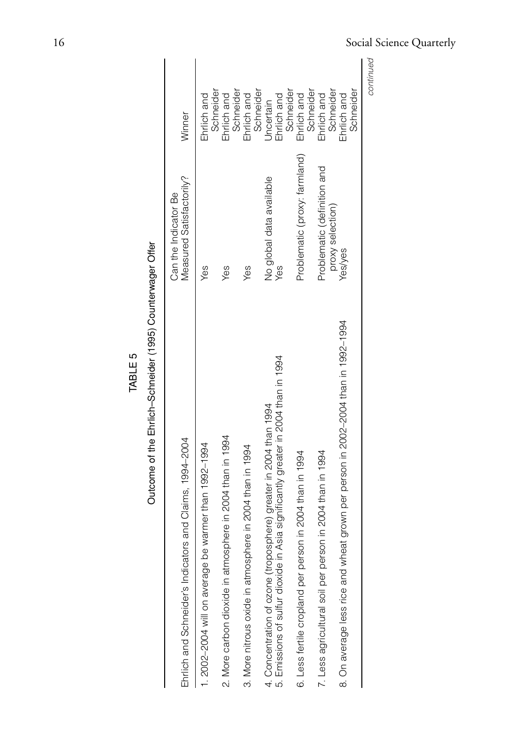TABLE 5

Outcome of the Ehrlich–Schneider (1995) Counterwager Offer

| Ehrlich and Schneider's Indicators and Claims, 1994–2004 | Can the Indicator Be Measured Satisfactorily? | Winner |
|---|---|---|
| 1. 2002–2004 will on average be warmer than 1992–1994 | Yes | Ehrlich and Schneider |
| 2. More carbon dioxide in atmosphere in 2004 than in 1994 | Yes | Ehrlich and Schneider |
| 3. More nitrous oxide in atmosphere in 2004 than in 1994 | Yes | Ehrlich and Schneider |
| 4. Concentration of ozone (troposphere) greater in 2004 than 1994 | No global data available | Uncertain |
| 5. Emissions of sulfur dioxide in Asia significantly greater in 2004 than in 1994 | Yes | Ehrlich and Schneider |
| 6. Less fertile cropland per person in 2004 than in 1994 | Problematic (proxy: farmland) | Ehrlich and Schneider |
| 7. Less agricultural soil per person in 2004 than in 1994 | Problematic (definition and proxy selection) | Ehrlich and Schneider |
| 8. On average less rice and wheat grown per person in 2002–2004 than in 1992–1994 | Yes/yes | Ehrlich and Schneider |

*continued*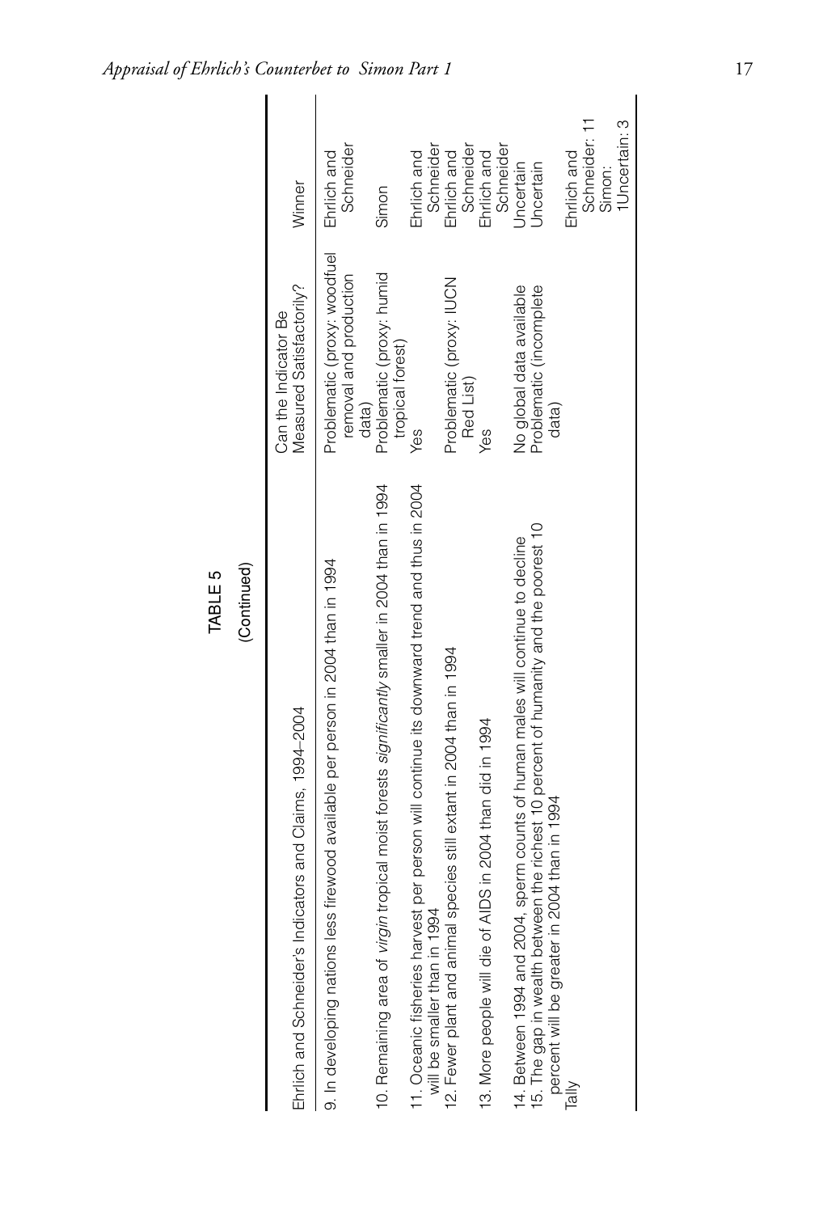TABLE 5

(Continued)

| Ehrlich and Schneider's Indicators and Claims, 1994–2004 | Can the Indicator Be Measured Satisfactorily? | Winner |
|---|---|---|
| 9. In developing nations less firewood available per person in 2004 than in 1994 | Problematic (proxy: woodfuel removal and production data) | Ehrlich and Schneider |
| 10. Remaining area of *virgin* tropical moist forests *significantly* smaller in 2004 than in 1994 | Problematic (proxy: humid tropical forest) | Simon |
| 11. Oceanic fisheries harvest per person will continue its downward trend and thus in 2004 will be smaller than in 1994 | Yes | Ehrlich and Schneider |
| 12. Fewer plant and animal species still extant in 2004 than in 1994 | Problematic (proxy: IUCN Red List) | Ehrlich and Schneider |
| 13. More people will die of AIDS in 2004 than did in 1994 | Yes | Ehrlich and Schneider |
| 14. Between 1994 and 2004, sperm counts of human males will continue to decline | No global data available | Uncertain |
| 15. The gap in wealth between the richest 10 percent of humanity and the poorest 10 percent will be greater in 2004 than in 1994 | Problematic (incomplete data) | Uncertain |
| Tally | | Ehrlich and Schneider: 11 Simon: 1 Uncertain: 3 |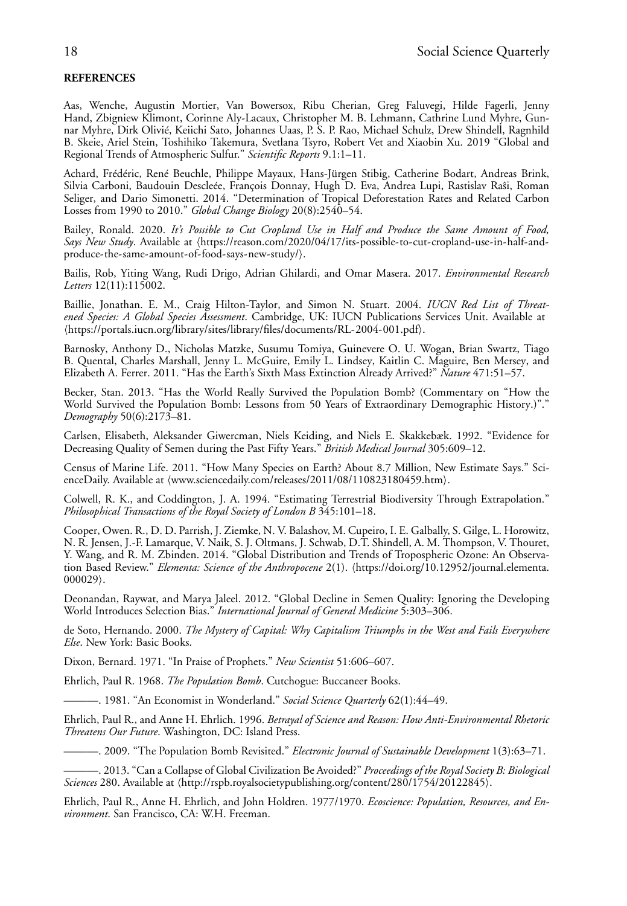**REFERENCES**

Aas, Wenche, Augustin Mortier, Van Bowersox, Ribu Cherian, Greg Faluvegi, Hilde Fagerli, Jenny Hand, Zbigniew Klimont, Corinne Aly-Lacaux, Christopher M. B. Lehmann, Cathrine Lund Myhre, Gunnar Myhre, Dirk Olivié, Keiichi Sato, Johannes Uaas, P. S. P. Rao, Michael Schulz, Drew Shindell, Ragnhild B. Skeie, Ariel Stein, Toshihiko Takemura, Svetlana Tsyro, Robert Vet and Xiaobin Xu. 2019 "Global and Regional Trends of Atmospheric Sulfur." *Scientific Reports* 9.1:1–11.

Achard, Frédéric, René Beuchle, Philippe Mayaux, Hans-Jürgen Stibig, Catherine Bodart, Andreas Brink, Silvia Carboni, Baudouin Descleée, François Donnay, Hugh D. Eva, Andrea Lupi, Rastislav Raŝi, Roman Seliger, and Dario Simonetti. 2014. "Determination of Tropical Deforestation Rates and Related Carbon Losses from 1990 to 2010." *Global Change Biology* 20(8):2540–54.

Bailey, Ronald. 2020. *It's Possible to Cut Cropland Use in Half and Produce the Same Amount of Food, Says New Study*. Available at ⟨https://reason.com/2020/04/17/its-possible-to-cut-cropland-use-in-half-and-produce-the-same-amount-of-food-says-new-study/⟩.

Bailis, Rob, Yiting Wang, Rudi Drigo, Adrian Ghilardi, and Omar Masera. 2017. *Environmental Research Letters* 12(11):115002.

Baillie, Jonathan. E. M., Craig Hilton-Taylor, and Simon N. Stuart. 2004. *IUCN Red List of Threatened Species: A Global Species Assessment*. Cambridge, UK: IUCN Publications Services Unit. Available at ⟨https://portals.iucn.org/library/sites/library/files/documents/RL-2004-001.pdf⟩.

Barnosky, Anthony D., Nicholas Matzke, Susumu Tomiya, Guinevere O. U. Wogan, Brian Swartz, Tiago B. Quental, Charles Marshall, Jenny L. McGuire, Emily L. Lindsey, Kaitlin C. Maguire, Ben Mersey, and Elizabeth A. Ferrer. 2011. "Has the Earth's Sixth Mass Extinction Already Arrived?" *Nature* 471:51–57.

Becker, Stan. 2013. "Has the World Really Survived the Population Bomb? (Commentary on "How the World Survived the Population Bomb: Lessons from 50 Years of Extraordinary Demographic History.)"." *Demography* 50(6):2173–81.

Carlsen, Elisabeth, Aleksander Giwercman, Niels Keiding, and Niels E. Skakkebæk. 1992. "Evidence for Decreasing Quality of Semen during the Past Fifty Years." *British Medical Journal* 305:609–12.

Census of Marine Life. 2011. "How Many Species on Earth? About 8.7 Million, New Estimate Says." ScienceDaily. Available at ⟨www.sciencedaily.com/releases/2011/08/110823180459.htm⟩.

Colwell, R. K., and Coddington, J. A. 1994. "Estimating Terrestrial Biodiversity Through Extrapolation." *Philosophical Transactions of the Royal Society of London B* 345:101–18.

Cooper, Owen. R., D. D. Parrish, J. Ziemke, N. V. Balashov, M. Cupeiro, I. E. Galbally, S. Gilge, L. Horowitz, N. R. Jensen, J.-F. Lamarque, V. Naik, S. J. Oltmans, J. Schwab, D.T. Shindell, A. M. Thompson, V. Thouret, Y. Wang, and R. M. Zbinden. 2014. "Global Distribution and Trends of Tropospheric Ozone: An Observation Based Review." *Elementa: Science of the Anthropocene* 2(1). ⟨https://doi.org/10.12952/journal.elementa.000029⟩.

Deonandan, Raywat, and Marya Jaleel. 2012. "Global Decline in Semen Quality: Ignoring the Developing World Introduces Selection Bias." *International Journal of General Medicine* 5:303–306.

de Soto, Hernando. 2000. *The Mystery of Capital: Why Capitalism Triumphs in the West and Fails Everywhere Else*. New York: Basic Books.

Dixon, Bernard. 1971. "In Praise of Prophets." *New Scientist* 51:606–607.

Ehrlich, Paul R. 1968. *The Population Bomb*. Cutchogue: Buccaneer Books.

———. 1981. "An Economist in Wonderland." *Social Science Quarterly* 62(1):44–49.

Ehrlich, Paul R., and Anne H. Ehrlich. 1996. *Betrayal of Science and Reason: How Anti-Environmental Rhetoric Threatens Our Future*. Washington, DC: Island Press.

———. 2009. "The Population Bomb Revisited." *Electronic Journal of Sustainable Development* 1(3):63–71.

———. 2013. "Can a Collapse of Global Civilization Be Avoided?" *Proceedings of the Royal Society B: Biological Sciences* 280. Available at ⟨http://rspb.royalsocietypublishing.org/content/280/1754/20122845⟩.

Ehrlich, Paul R., Anne H. Ehrlich, and John Holdren. 1977/1970. *Ecoscience: Population, Resources, and Environment*. San Francisco, CA: W.H. Freeman.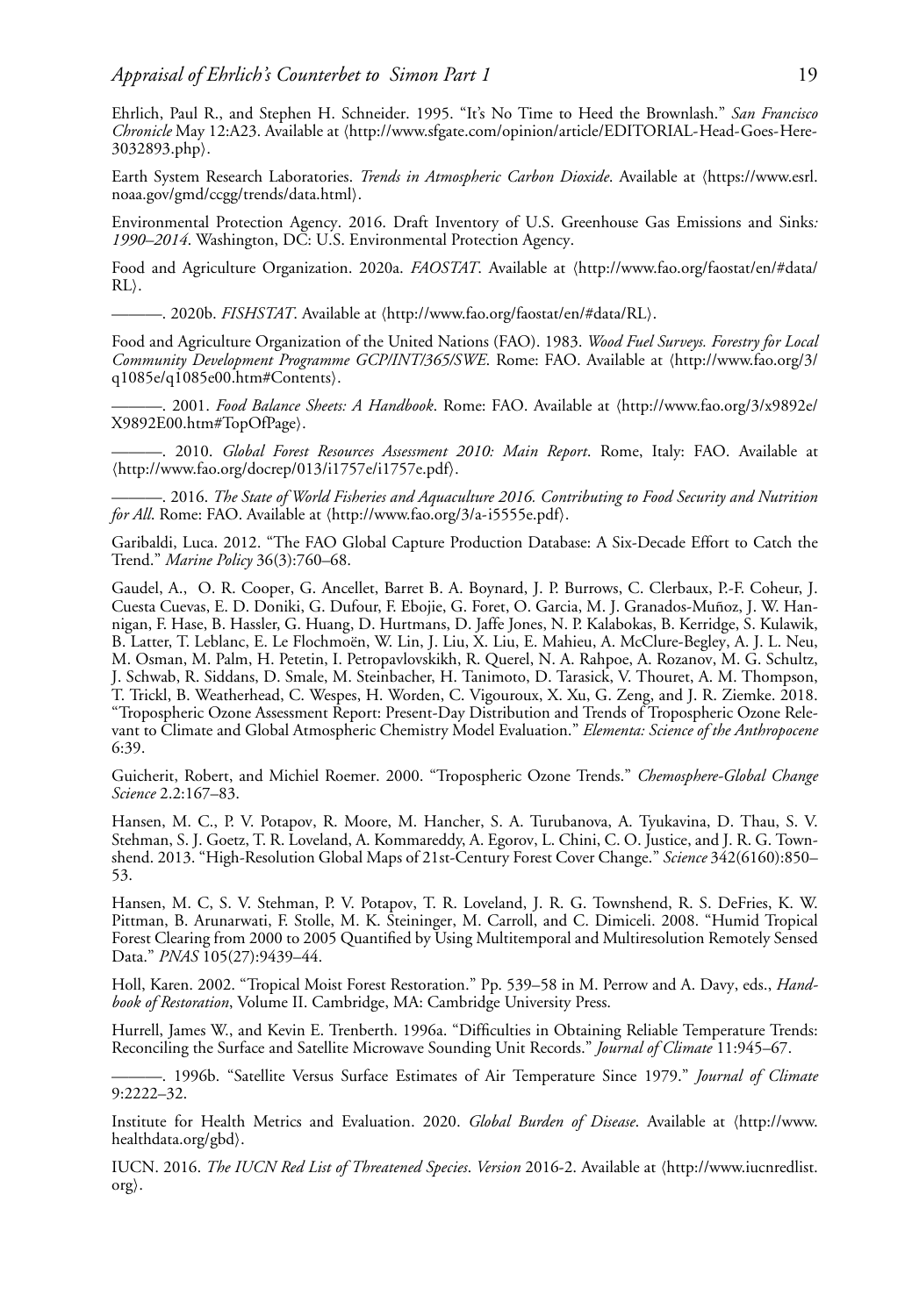Ehrlich, Paul R., and Stephen H. Schneider. 1995. "It's No Time to Heed the Brownlash." *San Francisco Chronicle* May 12:A23. Available at ⟨http://www.sfgate.com/opinion/article/EDITORIAL-Head-Goes-Here-3032893.php⟩.

Earth System Research Laboratories. *Trends in Atmospheric Carbon Dioxide*. Available at ⟨https://www.esrl.noaa.gov/gmd/ccgg/trends/data.html⟩.

Environmental Protection Agency. 2016. Draft Inventory of U.S. Greenhouse Gas Emissions and Sinks*: 1990–2014*. Washington, DC: U.S. Environmental Protection Agency.

Food and Agriculture Organization. 2020a. *FAOSTAT*. Available at ⟨http://www.fao.org/faostat/en/#data/RL⟩.

———. 2020b. *FISHSTAT*. Available at ⟨http://www.fao.org/faostat/en/#data/RL⟩.

Food and Agriculture Organization of the United Nations (FAO). 1983. *Wood Fuel Surveys. Forestry for Local Community Development Programme GCP/INT/365/SWE*. Rome: FAO. Available at ⟨http://www.fao.org/3/q1085e/q1085e00.htm#Contents⟩.

———. 2001. *Food Balance Sheets: A Handbook*. Rome: FAO. Available at ⟨http://www.fao.org/3/x9892e/X9892E00.htm#TopOfPage⟩.

———. 2010. *Global Forest Resources Assessment 2010: Main Report*. Rome, Italy: FAO. Available at ⟨http://www.fao.org/docrep/013/i1757e/i1757e.pdf⟩.

———. 2016. *The State of World Fisheries and Aquaculture 2016. Contributing to Food Security and Nutrition for All*. Rome: FAO. Available at ⟨http://www.fao.org/3/a-i5555e.pdf⟩.

Garibaldi, Luca. 2012. "The FAO Global Capture Production Database: A Six-Decade Effort to Catch the Trend." *Marine Policy* 36(3):760–68.

Gaudel, A., O. R. Cooper, G. Ancellet, Barret B. A. Boynard, J. P. Burrows, C. Clerbaux, P.-F. Coheur, J. Cuesta Cuevas, E. D. Doniki, G. Dufour, F. Ebojie, G. Foret, O. Garcia, M. J. Granados-Muñoz, J. W. Hannigan, F. Hase, B. Hassler, G. Huang, D. Hurtmans, D. Jaffe Jones, N. P. Kalabokas, B. Kerridge, S. Kulawik, B. Latter, T. Leblanc, E. Le Flochmoën, W. Lin, J. Liu, X. Liu, E. Mahieu, A. McClure-Begley, A. J. L. Neu, M. Osman, M. Palm, H. Petetin, I. Petropavlovskikh, R. Querel, N. A. Rahpoe, A. Rozanov, M. G. Schultz, J. Schwab, R. Siddans, D. Smale, M. Steinbacher, H. Tanimoto, D. Tarasick, V. Thouret, A. M. Thompson, T. Trickl, B. Weatherhead, C. Wespes, H. Worden, C. Vigouroux, X. Xu, G. Zeng, and J. R. Ziemke. 2018. "Tropospheric Ozone Assessment Report: Present-Day Distribution and Trends of Tropospheric Ozone Relevant to Climate and Global Atmospheric Chemistry Model Evaluation." *Elementa: Science of the Anthropocene* 6:39.

Guicherit, Robert, and Michiel Roemer. 2000. "Tropospheric Ozone Trends." *Chemosphere-Global Change Science* 2.2:167–83.

Hansen, M. C., P. V. Potapov, R. Moore, M. Hancher, S. A. Turubanova, A. Tyukavina, D. Thau, S. V. Stehman, S. J. Goetz, T. R. Loveland, A. Kommareddy, A. Egorov, L. Chini, C. O. Justice, and J. R. G. Townshend. 2013. "High-Resolution Global Maps of 21st-Century Forest Cover Change." *Science* 342(6160):850–53.

Hansen, M. C, S. V. Stehman, P. V. Potapov, T. R. Loveland, J. R. G. Townshend, R. S. DeFries, K. W. Pittman, B. Arunarwati, F. Stolle, M. K. Steininger, M. Carroll, and C. Dimiceli. 2008. "Humid Tropical Forest Clearing from 2000 to 2005 Quantified by Using Multitemporal and Multiresolution Remotely Sensed Data." *PNAS* 105(27):9439–44.

Holl, Karen. 2002. "Tropical Moist Forest Restoration." Pp. 539–58 in M. Perrow and A. Davy, eds., *Handbook of Restoration*, Volume II. Cambridge, MA: Cambridge University Press.

Hurrell, James W., and Kevin E. Trenberth. 1996a. "Difficulties in Obtaining Reliable Temperature Trends: Reconciling the Surface and Satellite Microwave Sounding Unit Records." *Journal of Climate* 11:945–67.

———. 1996b. "Satellite Versus Surface Estimates of Air Temperature Since 1979." *Journal of Climate* 9:2222–32.

Institute for Health Metrics and Evaluation. 2020. *Global Burden of Disease*. Available at ⟨http://www.healthdata.org/gbd⟩.

IUCN. 2016. *The IUCN Red List of Threatened Species*. *Version* 2016-2. Available at ⟨http://www.iucnredlist.org⟩.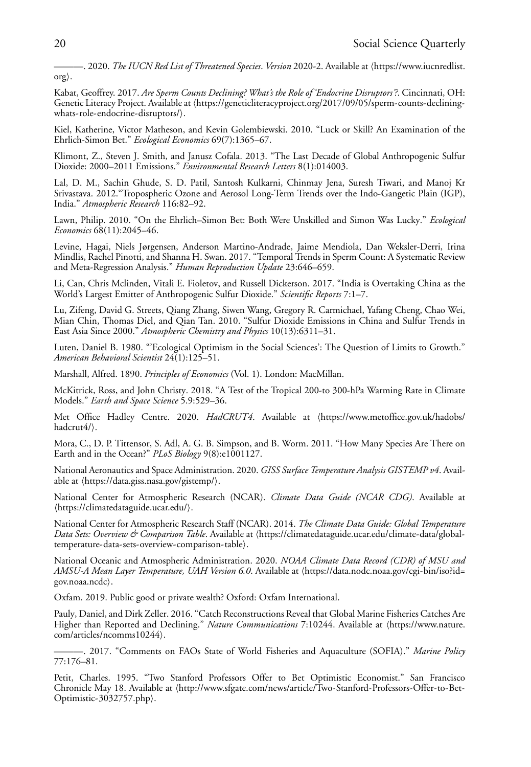———. 2020. *The IUCN Red List of Threatened Species*. *Version* 2020-2. Available at ⟨https://www.iucnredlist.org⟩.

Kabat, Geoffrey. 2017. *Are Sperm Counts Declining? What's the Role of 'Endocrine Disruptors'?*. Cincinnati, OH: Genetic Literacy Project. Available at ⟨https://geneticliteracyproject.org/2017/09/05/sperm-counts-declining-whats-role-endocrine-disruptors/⟩.

Kiel, Katherine, Victor Matheson, and Kevin Golembiewski. 2010. "Luck or Skill? An Examination of the Ehrlich-Simon Bet." *Ecological Economics* 69(7):1365–67.

Klimont, Z., Steven J. Smith, and Janusz Cofala. 2013. "The Last Decade of Global Anthropogenic Sulfur Dioxide: 2000–2011 Emissions." *Environmental Research Letters* 8(1):014003.

Lal, D. M., Sachin Ghude, S. D. Patil, Santosh Kulkarni, Chinmay Jena, Suresh Tiwari, and Manoj Kr Srivastava. 2012."Tropospheric Ozone and Aerosol Long-Term Trends over the Indo-Gangetic Plain (IGP), India." *Atmospheric Research* 116:82–92.

Lawn, Philip. 2010. "On the Ehrlich–Simon Bet: Both Were Unskilled and Simon Was Lucky." *Ecological Economics* 68(11):2045–46.

Levine, Hagai, Niels Jørgensen, Anderson Martino-Andrade, Jaime Mendiola, Dan Weksler-Derri, Irina Mindlis, Rachel Pinotti, and Shanna H. Swan. 2017. "Temporal Trends in Sperm Count: A Systematic Review and Meta-Regression Analysis." *Human Reproduction Update* 23:646–659.

Li, Can, Chris Mclinden, Vitali E. Fioletov, and Russell Dickerson. 2017. "India is Overtaking China as the World's Largest Emitter of Anthropogenic Sulfur Dioxide." *Scientific Reports* 7:1–7.

Lu, Zifeng, David G. Streets, Qiang Zhang, Siwen Wang, Gregory R. Carmichael, Yafang Cheng, Chao Wei, Mian Chin, Thomas Diel, and Qian Tan. 2010. "Sulfur Dioxide Emissions in China and Sulfur Trends in East Asia Since 2000." *Atmospheric Chemistry and Physics* 10(13):6311–31.

Luten, Daniel B. 1980. "'Ecological Optimism in the Social Sciences': The Question of Limits to Growth." *American Behavioral Scientist* 24(1):125–51.

Marshall, Alfred. 1890. *Principles of Economics* (Vol. 1). London: MacMillan.

McKitrick, Ross, and John Christy. 2018. "A Test of the Tropical 200-to 300-hPa Warming Rate in Climate Models." *Earth and Space Science* 5.9:529–36.

Met Office Hadley Centre. 2020. *HadCRUT4*. Available at ⟨https://www.metoffice.gov.uk/hadobs/hadcrut4/⟩.

Mora, C., D. P. Tittensor, S. Adl, A. G. B. Simpson, and B. Worm. 2011. "How Many Species Are There on Earth and in the Ocean?" *PLoS Biology* 9(8):e1001127.

National Aeronautics and Space Administration. 2020. *GISS Surface Temperature Analysis GISTEMP v4*. Available at ⟨https://data.giss.nasa.gov/gistemp/⟩.

National Center for Atmospheric Research (NCAR). *Climate Data Guide (NCAR CDG)*. Available at ⟨https://climatedataguide.ucar.edu/⟩.

National Center for Atmospheric Research Staff (NCAR). 2014. *The Climate Data Guide: Global Temperature Data Sets: Overview & Comparison Table*. Available at ⟨https://climatedataguide.ucar.edu/climate-data/global-temperature-data-sets-overview-comparison-table⟩.

National Oceanic and Atmospheric Administration. 2020. *NOAA Climate Data Record (CDR) of MSU and AMSU-A Mean Layer Temperature, UAH Version 6.0*. Available at ⟨https://data.nodc.noaa.gov/cgi-bin/iso?id=gov.noaa.ncdc⟩.

Oxfam. 2019. Public good or private wealth? Oxford: Oxfam International.

Pauly, Daniel, and Dirk Zeller. 2016. "Catch Reconstructions Reveal that Global Marine Fisheries Catches Are Higher than Reported and Declining." *Nature Communications* 7:10244. Available at ⟨https://www.nature.com/articles/ncomms10244⟩.

———. 2017. "Comments on FAOs State of World Fisheries and Aquaculture (SOFIA)." *Marine Policy* 77:176–81.

Petit, Charles. 1995. "Two Stanford Professors Offer to Bet Optimistic Economist." San Francisco Chronicle May 18. Available at ⟨http://www.sfgate.com/news/article/Two-Stanford-Professors-Offer-to-Bet-Optimistic-3032757.php⟩.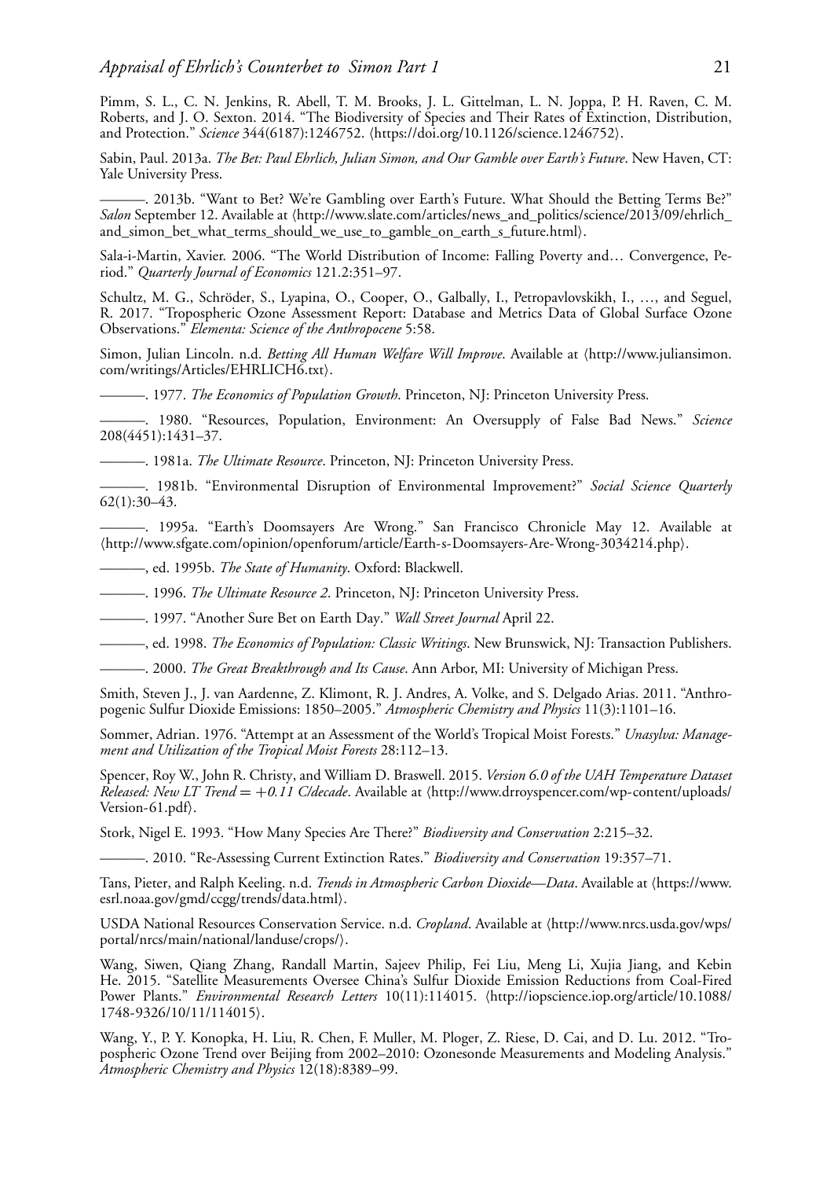Pimm, S. L., C. N. Jenkins, R. Abell, T. M. Brooks, J. L. Gittelman, L. N. Joppa, P. H. Raven, C. M. Roberts, and J. O. Sexton. 2014. "The Biodiversity of Species and Their Rates of Extinction, Distribution, and Protection." *Science* 344(6187):1246752. ⟨https://doi.org/10.1126/science.1246752⟩.

Sabin, Paul. 2013a. *The Bet: Paul Ehrlich, Julian Simon, and Our Gamble over Earth's Future*. New Haven, CT: Yale University Press.

———. 2013b. "Want to Bet? We're Gambling over Earth's Future. What Should the Betting Terms Be?" *Salon* September 12. Available at ⟨http://www.slate.com/articles/news_and_politics/science/2013/09/ehrlich_and_simon_bet_what_terms_should_we_use_to_gamble_on_earth_s_future.html⟩.

Sala-i-Martin, Xavier. 2006. "The World Distribution of Income: Falling Poverty and… Convergence, Period." *Quarterly Journal of Economics* 121.2:351–97.

Schultz, M. G., Schröder, S., Lyapina, O., Cooper, O., Galbally, I., Petropavlovskikh, I., …, and Seguel, R. 2017. "Tropospheric Ozone Assessment Report: Database and Metrics Data of Global Surface Ozone Observations." *Elementa: Science of the Anthropocene* 5:58.

Simon, Julian Lincoln. n.d. *Betting All Human Welfare Will Improve*. Available at ⟨http://www.juliansimon.com/writings/Articles/EHRLICH6.txt⟩.

———. 1977. *The Economics of Population Growth*. Princeton, NJ: Princeton University Press.

———. 1980. "Resources, Population, Environment: An Oversupply of False Bad News." *Science* 208(4451):1431–37.

———. 1981a. *The Ultimate Resource*. Princeton, NJ: Princeton University Press.

———. 1981b. "Environmental Disruption of Environmental Improvement?" *Social Science Quarterly* 62(1):30–43.

———. 1995a. "Earth's Doomsayers Are Wrong." San Francisco Chronicle May 12. Available at ⟨http://www.sfgate.com/opinion/openforum/article/Earth-s-Doomsayers-Are-Wrong-3034214.php⟩.

———, ed. 1995b. *The State of Humanity*. Oxford: Blackwell.

———. 1996. *The Ultimate Resource 2*. Princeton, NJ: Princeton University Press.

———. 1997. "Another Sure Bet on Earth Day." *Wall Street Journal* April 22.

———, ed. 1998. *The Economics of Population: Classic Writings*. New Brunswick, NJ: Transaction Publishers.

———. 2000. *The Great Breakthrough and Its Cause*. Ann Arbor, MI: University of Michigan Press.

Smith, Steven J., J. van Aardenne, Z. Klimont, R. J. Andres, A. Volke, and S. Delgado Arias. 2011. "Anthropogenic Sulfur Dioxide Emissions: 1850–2005." *Atmospheric Chemistry and Physics* 11(3):1101–16.

Sommer, Adrian. 1976. "Attempt at an Assessment of the World's Tropical Moist Forests." *Unasylva: Management and Utilization of the Tropical Moist Forests* 28:112–13.

Spencer, Roy W., John R. Christy, and William D. Braswell. 2015. *Version 6.0 of the UAH Temperature Dataset Released: New LT Trend = +0.11 C/decade*. Available at ⟨http://www.drroyspencer.com/wp-content/uploads/Version-61.pdf⟩.

Stork, Nigel E. 1993. "How Many Species Are There?" *Biodiversity and Conservation* 2:215–32.

———. 2010. "Re-Assessing Current Extinction Rates." *Biodiversity and Conservation* 19:357–71.

Tans, Pieter, and Ralph Keeling. n.d. *Trends in Atmospheric Carbon Dioxide—Data*. Available at ⟨https://www.esrl.noaa.gov/gmd/ccgg/trends/data.html⟩.

USDA National Resources Conservation Service. n.d. *Cropland*. Available at ⟨http://www.nrcs.usda.gov/wps/portal/nrcs/main/national/landuse/crops/⟩.

Wang, Siwen, Qiang Zhang, Randall Martin, Sajeev Philip, Fei Liu, Meng Li, Xujia Jiang, and Kebin He. 2015. "Satellite Measurements Oversee China's Sulfur Dioxide Emission Reductions from Coal-Fired Power Plants." *Environmental Research Letters* 10(11):114015. ⟨http://iopscience.iop.org/article/10.1088/1748-9326/10/11/114015⟩.

Wang, Y., P. Y. Konopka, H. Liu, R. Chen, F. Muller, M. Ploger, Z. Riese, D. Cai, and D. Lu. 2012. "Tropospheric Ozone Trend over Beijing from 2002–2010: Ozonesonde Measurements and Modeling Analysis." *Atmospheric Chemistry and Physics* 12(18):8389–99.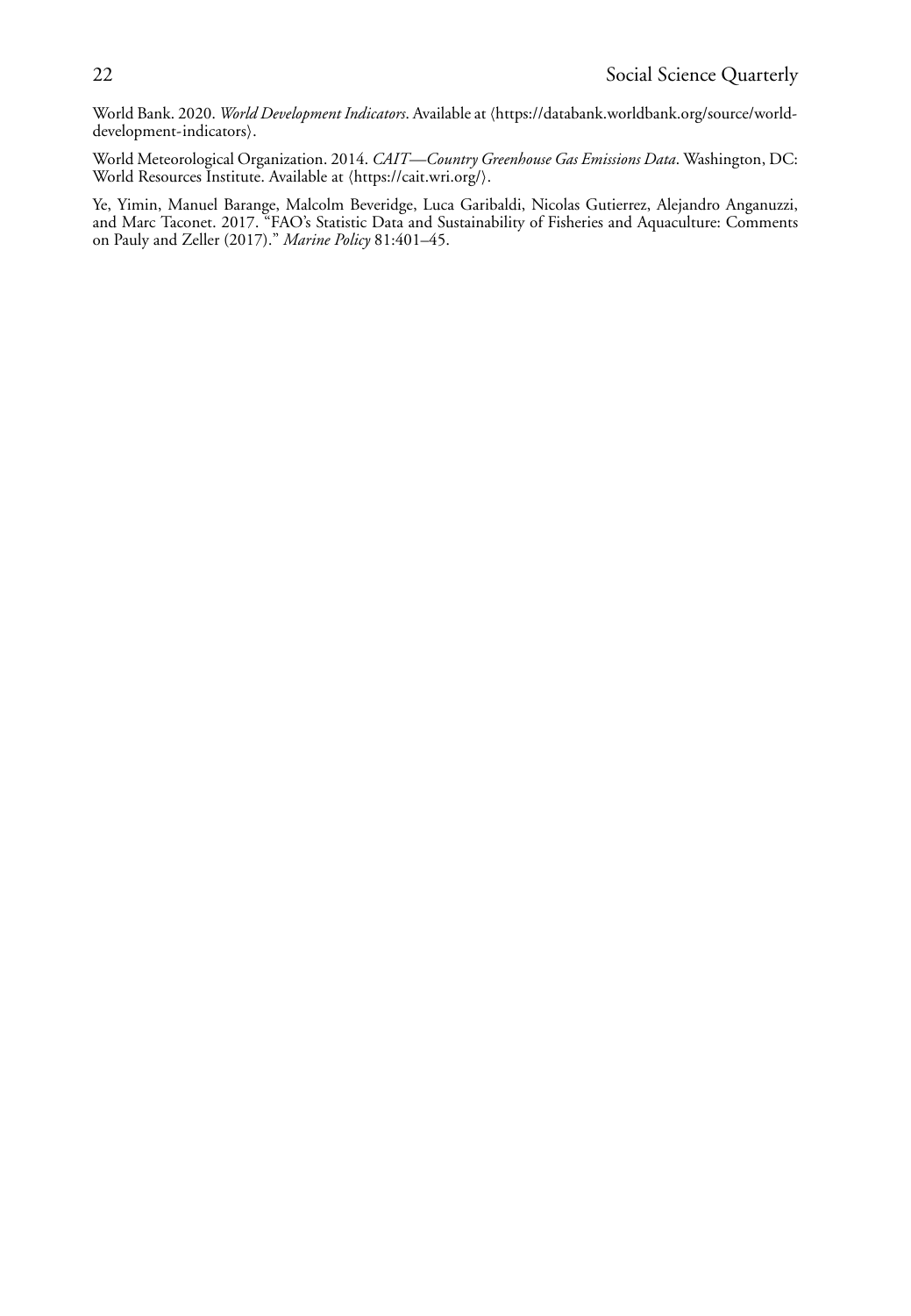World Bank. 2020. *World Development Indicators*. Available at ⟨https://databank.worldbank.org/source/world-development-indicators⟩.

World Meteorological Organization. 2014. *CAIT—Country Greenhouse Gas Emissions Data*. Washington, DC: World Resources Institute. Available at ⟨https://cait.wri.org/⟩.

Ye, Yimin, Manuel Barange, Malcolm Beveridge, Luca Garibaldi, Nicolas Gutierrez, Alejandro Anganuzzi, and Marc Taconet. 2017. "FAO's Statistic Data and Sustainability of Fisheries and Aquaculture: Comments on Pauly and Zeller (2017)." *Marine Policy* 81:401–45.